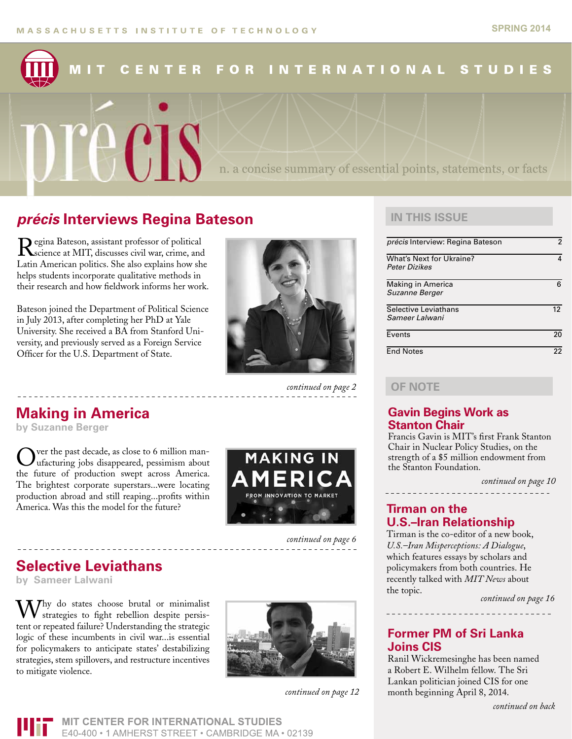MASSACHUSETTS INSTITUTE OF TECHNOLOGY

SPRING 2014

# MIT CENTER FOR INTERNATIONAL STUDIES

# précis

n. a concise summary of essential points, statements, or facts

## *précis* Interviews Regina Bateson

Regina Bateson, assistant professor of political science at MIT, discusses civil war, crime, and Latin American politics. She also explains how she helps students incorporate qualitative methods in their research and how fieldwork informs her work.

Bateson joined the Department of Political Science in July 2013, after completing her PhD at Yale University. She received a BA from Stanford University, and previously served as a Foreign Service Officer for the U.S. Department of State.

*continued on page 2*

## Making in America

**by Suzanne Berger**

Over the past decade, as close to 6 million manufacturing jobs disappeared, pessimism about the future of production swept across America. The brightest corporate superstars...were locating production abroad and still reaping...profits within America. Was this the model for the future?

*continued on page 6*

## Selective Leviathans

**by Sameer Lalwani**

Why do states choose brutal or minimalist strategies to fight rebellion despite persistent or repeated failure? Understanding the strategic logic of these incumbents in civil war...is essential for policymakers to anticipate states' destabilizing strategies, stem spillovers, and restructure incentives to mitigate violence.

*continued on page 12*

## IN THIS ISSUE

| | |
|---|---|
| *précis* Interview: Regina Bateson | 2 |
| What's Next for Ukraine? *Peter Dizikes* | 4 |
| Making in America *Suzanne Berger* | 6 |
| Selective Leviathans *Sameer Lalwani* | 12 |
| Events | 20 |
| End Notes | 22 |

## OF NOTE

### Gavin Begins Work as Stanton Chair

Francis Gavin is MIT's first Frank Stanton Chair in Nuclear Policy Studies, on the strength of a $5 million endowment from the Stanton Foundation.

*continued on page 10*

### Tirman on the U.S.–Iran Relationship

Tirman is the co-editor of a new book, *U.S.–Iran Misperceptions: A Dialogue*, which features essays by scholars and policymakers from both countries. He recently talked with *MIT News* about the topic.

*continued on page 16*

### Former PM of Sri Lanka Joins CIS

Ranil Wickremesinghe has been named a Robert E. Wilhelm fellow. The Sri Lankan politician joined CIS for one month beginning April 8, 2014.

*continued on back*

MIT CENTER FOR INTERNATIONAL STUDIES
E40-400 • 1 AMHERST STREET • CAMBRIDGE MA • 02139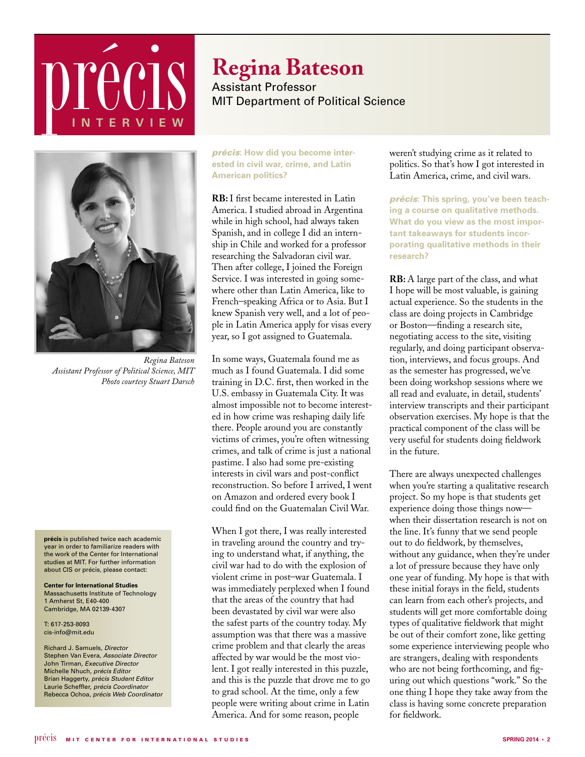# précis INTERVIEW

## Regina Bateson

Assistant Professor
MIT Department of Political Science

*Regina Bateson*
*Assistant Professor of Political Science, MIT*
*Photo courtesy Stuart Darsch*

**précis** is published twice each academic year in order to familiarize readers with the work of the Center for International studies at MIT. For further information about CIS or précis, please contact:

**Center for International Studies**
Massachusetts Institute of Technology
1 Amherst St, E40-400
Cambridge, MA 02139-4307

T: 617-253-8093
cis-info@mit.edu

Richard J. Samuels, *Director*
Stephen Van Evera, *Associate Director*
John Tirman, *Executive Director*
Michelle Nhuch, *précis Editor*
Brian Haggerty, *précis Student Editor*
Laurie Scheffler, *précis Coordinator*
Rebecca Ochoa, *précis Web Coordinator*

**précis: How did you become interested in civil war, crime, and Latin American politics?**

**RB:** I first became interested in Latin America. I studied abroad in Argentina while in high school, had always taken Spanish, and in college I did an internship in Chile and worked for a professor researching the Salvadoran civil war. Then after college, I joined the Foreign Service. I was interested in going somewhere other than Latin America, like to French–speaking Africa or to Asia. But I knew Spanish very well, and a lot of people in Latin America apply for visas every year, so I got assigned to Guatemala.

In some ways, Guatemala found me as much as I found Guatemala. I did some training in D.C. first, then worked in the U.S. embassy in Guatemala City. It was almost impossible not to become interested in how crime was reshaping daily life there. People around you are constantly victims of crimes, you're often witnessing crimes, and talk of crime is just a national pastime. I also had some pre-existing interests in civil wars and post-conflict reconstruction. So before I arrived, I went on Amazon and ordered every book I could find on the Guatemalan Civil War.

When I got there, I was really interested in traveling around the country and trying to understand what, if anything, the civil war had to do with the explosion of violent crime in post–war Guatemala. I was immediately perplexed when I found that the areas of the country that had been devastated by civil war were also the safest parts of the country today. My assumption was that there was a massive crime problem and that clearly the areas affected by war would be the most violent. I got really interested in this puzzle, and this is the puzzle that drove me to go to grad school. At the time, only a few people were writing about crime in Latin America. And for some reason, people weren't studying crime as it related to politics. So that's how I got interested in Latin America, crime, and civil wars.

**précis: This spring, you've been teaching a course on qualitative methods. What do you view as the most important takeaways for students incorporating qualitative methods in their research?**

**RB:** A large part of the class, and what I hope will be most valuable, is gaining actual experience. So the students in the class are doing projects in Cambridge or Boston—finding a research site, negotiating access to the site, visiting regularly, and doing participant observation, interviews, and focus groups. And as the semester has progressed, we've been doing workshop sessions where we all read and evaluate, in detail, students' interview transcripts and their participant observation exercises. My hope is that the practical component of the class will be very useful for students doing fieldwork in the future.

There are always unexpected challenges when you're starting a qualitative research project. So my hope is that students get experience doing those things now—when their dissertation research is not on the line. It's funny that we send people out to do fieldwork, by themselves, without any guidance, when they're under a lot of pressure because they have only one year of funding. My hope is that with these initial forays in the field, students can learn from each other's projects, and students will get more comfortable doing types of qualitative fieldwork that might be out of their comfort zone, like getting some experience interviewing people who are strangers, dealing with respondents who are not being forthcoming, and figuring out which questions "work." So the one thing I hope they take away from the class is having some concrete preparation for fieldwork.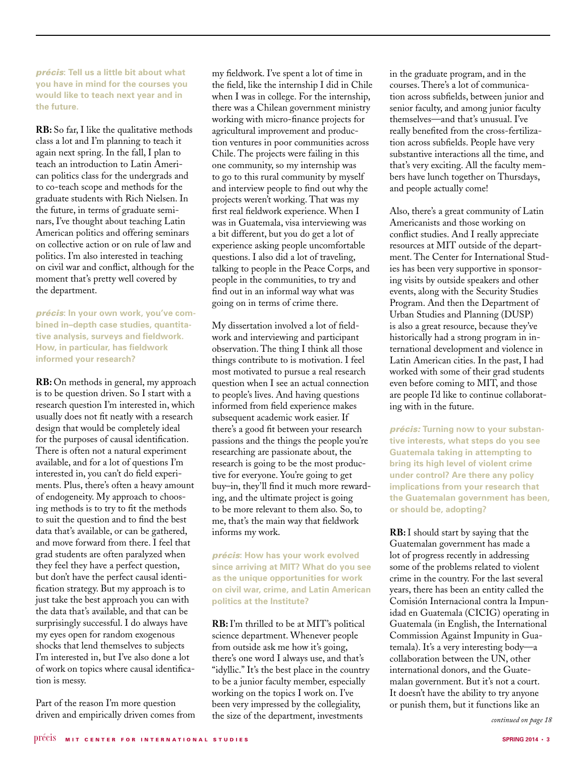***précis*: Tell us a little bit about what you have in mind for the courses you would like to teach next year and in the future.**

**RB:** So far, I like the qualitative methods class a lot and I'm planning to teach it again next spring. In the fall, I plan to teach an introduction to Latin American politics class for the undergrads and to co-teach scope and methods for the graduate students with Rich Nielsen. In the future, in terms of graduate seminars, I've thought about teaching Latin American politics and offering seminars on collective action or on rule of law and politics. I'm also interested in teaching on civil war and conflict, although for the moment that's pretty well covered by the department.

***précis*: In your own work, you've combined in–depth case studies, quantitative analysis, surveys and fieldwork. How, in particular, has fieldwork informed your research?**

**RB:** On methods in general, my approach is to be question driven. So I start with a research question I'm interested in, which usually does not fit neatly with a research design that would be completely ideal for the purposes of causal identification. There is often not a natural experiment available, and for a lot of questions I'm interested in, you can't do field experiments. Plus, there's often a heavy amount of endogeneity. My approach to choosing methods is to try to fit the methods to suit the question and to find the best data that's available, or can be gathered, and move forward from there. I feel that grad students are often paralyzed when they feel they have a perfect question, but don't have the perfect causal identification strategy. But my approach is to just take the best approach you can with the data that's available, and that can be surprisingly successful. I do always have my eyes open for random exogenous shocks that lend themselves to subjects I'm interested in, but I've also done a lot of work on topics where causal identification is messy.

Part of the reason I'm more question driven and empirically driven comes from my fieldwork. I've spent a lot of time in the field, like the internship I did in Chile when I was in college. For the internship, there was a Chilean government ministry working with micro-finance projects for agricultural improvement and production ventures in poor communities across Chile. The projects were failing in this one community, so my internship was to go to this rural community by myself and interview people to find out why the projects weren't working. That was my first real fieldwork experience. When I was in Guatemala, visa interviewing was a bit different, but you do get a lot of experience asking people uncomfortable questions. I also did a lot of traveling, talking to people in the Peace Corps, and people in the communities, to try and find out in an informal way what was going on in terms of crime there.

My dissertation involved a lot of fieldwork and interviewing and participant observation. The thing I think all those things contribute to is motivation. I feel most motivated to pursue a real research question when I see an actual connection to people's lives. And having questions informed from field experience makes subsequent academic work easier. If there's a good fit between your research passions and the things the people you're researching are passionate about, the research is going to be the most productive for everyone. You're going to get buy–in, they'll find it much more rewarding, and the ultimate project is going to be more relevant to them also. So, to me, that's the main way that fieldwork informs my work.

***précis*: How has your work evolved since arriving at MIT? What do you see as the unique opportunities for work on civil war, crime, and Latin American politics at the Institute?**

**RB:** I'm thrilled to be at MIT's political science department. Whenever people from outside ask me how it's going, there's one word I always use, and that's "idyllic." It's the best place in the country to be a junior faculty member, especially working on the topics I work on. I've been very impressed by the collegiality, the size of the department, investments in the graduate program, and in the courses. There's a lot of communication across subfields, between junior and senior faculty, and among junior faculty themselves—and that's unusual. I've really benefited from the cross-fertilization across subfields. People have very substantive interactions all the time, and that's very exciting. All the faculty members have lunch together on Thursdays, and people actually come!

Also, there's a great community of Latin Americanists and those working on conflict studies. And I really appreciate resources at MIT outside of the department. The Center for International Studies has been very supportive in sponsoring visits by outside speakers and other events, along with the Security Studies Program. And then the Department of Urban Studies and Planning (DUSP) is also a great resource, because they've historically had a strong program in international development and violence in Latin American cities. In the past, I had worked with some of their grad students even before coming to MIT, and those are people I'd like to continue collaborating with in the future.

***précis:* Turning now to your substantive interests, what steps do you see Guatemala taking in attempting to bring its high level of violent crime under control? Are there any policy implications from your research that the Guatemalan government has been, or should be, adopting?**

**RB:** I should start by saying that the Guatemalan government has made a lot of progress recently in addressing some of the problems related to violent crime in the country. For the last several years, there has been an entity called the Comisión Internacional contra la Impunidad en Guatemala (CICIG) operating in Guatemala (in English, the International Commission Against Impunity in Guatemala). It's a very interesting body—a collaboration between the UN, other international donors, and the Guatemalan government. But it's not a court. It doesn't have the ability to try anyone or punish them, but it functions like an

*continued on page 18*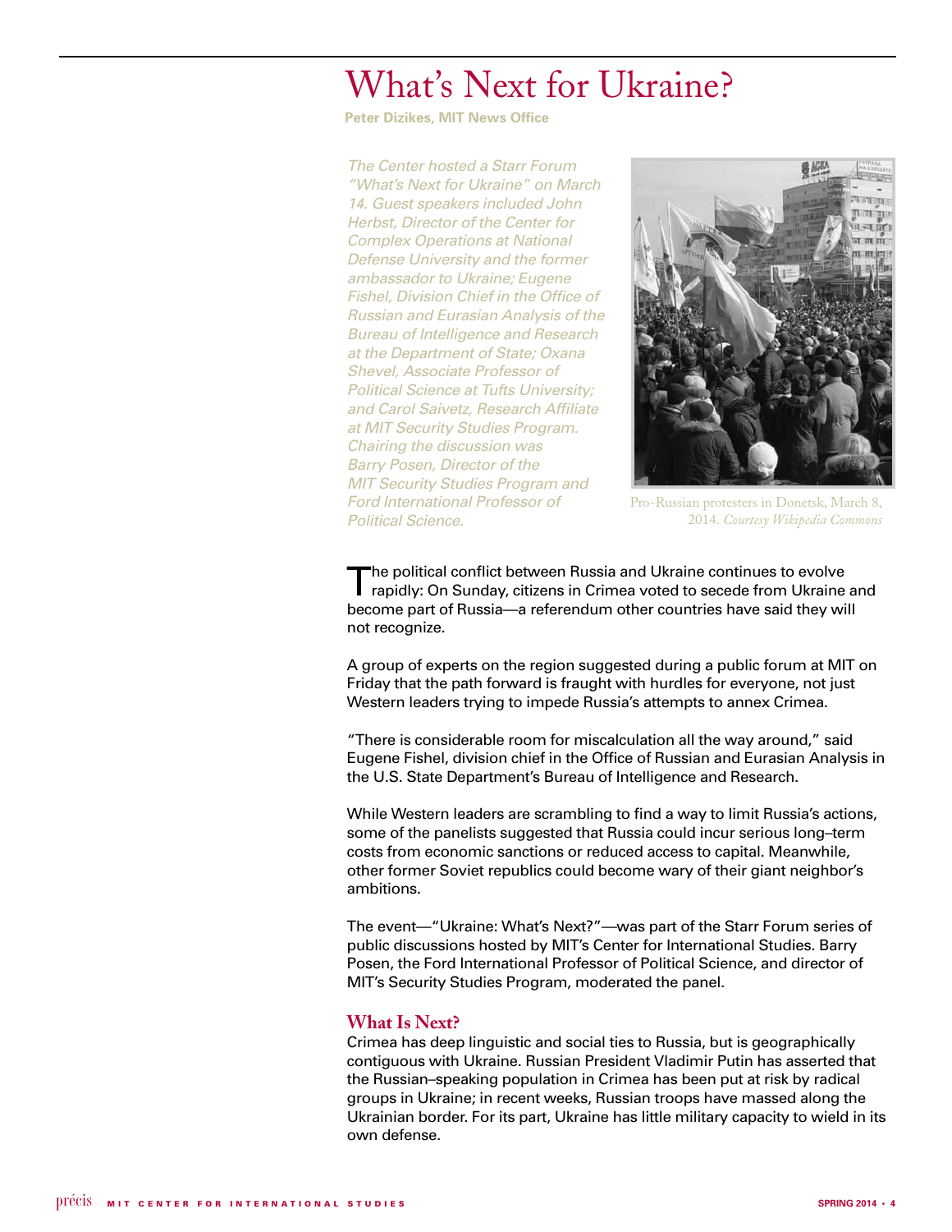# What's Next for Ukraine?

**Peter Dizikes, MIT News Office**

*The Center hosted a Starr Forum "What's Next for Ukraine" on March 14. Guest speakers included John Herbst, Director of the Center for Complex Operations at National Defense University and the former ambassador to Ukraine; Eugene Fishel, Division Chief in the Office of Russian and Eurasian Analysis of the Bureau of Intelligence and Research at the Department of State; Oxana Shevel, Associate Professor of Political Science at Tufts University; and Carol Saivetz, Research Affiliate at MIT Security Studies Program. Chairing the discussion was Barry Posen, Director of the MIT Security Studies Program and Ford International Professor of Political Science.*

Pro-Russian protesters in Donetsk, March 8, 2014. *Courtesy Wikipedia Commons*

The political conflict between Russia and Ukraine continues to evolve rapidly: On Sunday, citizens in Crimea voted to secede from Ukraine and become part of Russia—a referendum other countries have said they will not recognize.

A group of experts on the region suggested during a public forum at MIT on Friday that the path forward is fraught with hurdles for everyone, not just Western leaders trying to impede Russia's attempts to annex Crimea.

"There is considerable room for miscalculation all the way around," said Eugene Fishel, division chief in the Office of Russian and Eurasian Analysis in the U.S. State Department's Bureau of Intelligence and Research.

While Western leaders are scrambling to find a way to limit Russia's actions, some of the panelists suggested that Russia could incur serious long–term costs from economic sanctions or reduced access to capital. Meanwhile, other former Soviet republics could become wary of their giant neighbor's ambitions.

The event—"Ukraine: What's Next?"—was part of the Starr Forum series of public discussions hosted by MIT's Center for International Studies. Barry Posen, the Ford International Professor of Political Science, and director of MIT's Security Studies Program, moderated the panel.

## What Is Next?

Crimea has deep linguistic and social ties to Russia, but is geographically contiguous with Ukraine. Russian President Vladimir Putin has asserted that the Russian–speaking population in Crimea has been put at risk by radical groups in Ukraine; in recent weeks, Russian troops have massed along the Ukrainian border. For its part, Ukraine has little military capacity to wield in its own defense.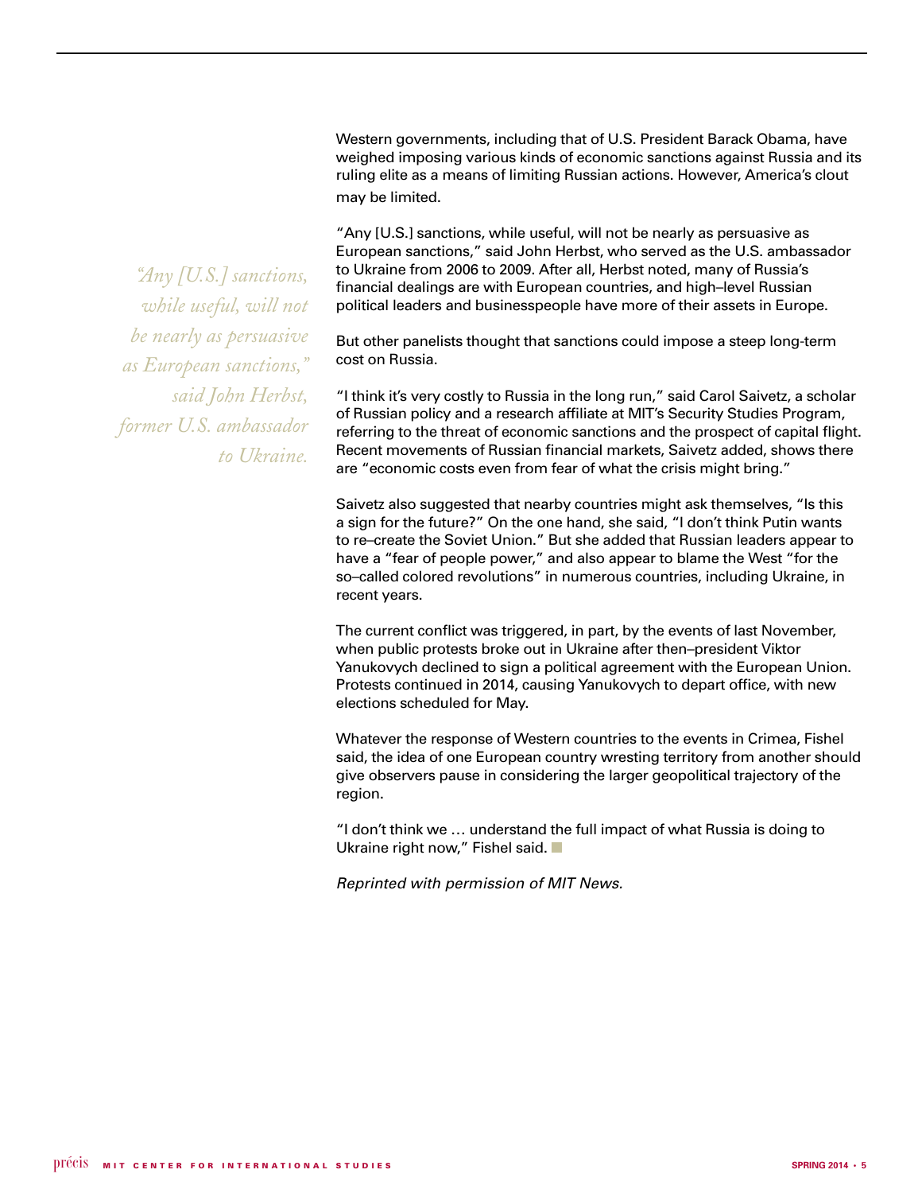Western governments, including that of U.S. President Barack Obama, have weighed imposing various kinds of economic sanctions against Russia and its ruling elite as a means of limiting Russian actions. However, America's clout may be limited.

"Any [U.S.] sanctions, while useful, will not be nearly as persuasive as European sanctions," said John Herbst, who served as the U.S. ambassador to Ukraine from 2006 to 2009. After all, Herbst noted, many of Russia's financial dealings are with European countries, and high–level Russian political leaders and businesspeople have more of their assets in Europe.

*"Any [U.S.] sanctions, while useful, will not be nearly as persuasive as European sanctions," said John Herbst, former U.S. ambassador to Ukraine.*

But other panelists thought that sanctions could impose a steep long-term cost on Russia.

"I think it's very costly to Russia in the long run," said Carol Saivetz, a scholar of Russian policy and a research affiliate at MIT's Security Studies Program, referring to the threat of economic sanctions and the prospect of capital flight. Recent movements of Russian financial markets, Saivetz added, shows there are "economic costs even from fear of what the crisis might bring."

Saivetz also suggested that nearby countries might ask themselves, "Is this a sign for the future?" On the one hand, she said, "I don't think Putin wants to re–create the Soviet Union." But she added that Russian leaders appear to have a "fear of people power," and also appear to blame the West "for the so–called colored revolutions" in numerous countries, including Ukraine, in recent years.

The current conflict was triggered, in part, by the events of last November, when public protests broke out in Ukraine after then–president Viktor Yanukovych declined to sign a political agreement with the European Union. Protests continued in 2014, causing Yanukovych to depart office, with new elections scheduled for May.

Whatever the response of Western countries to the events in Crimea, Fishel said, the idea of one European country wresting territory from another should give observers pause in considering the larger geopolitical trajectory of the region.

"I don't think we … understand the full impact of what Russia is doing to Ukraine right now," Fishel said.

*Reprinted with permission of MIT News.*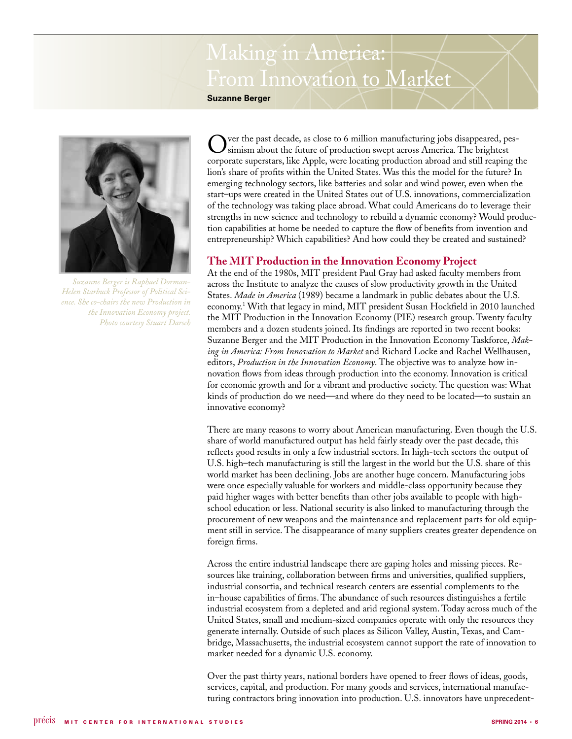# Making in America: From Innovation to Market

**Suzanne Berger**

*Suzanne Berger is Raphael Dorman-Helen Starbuck Professor of Political Science. She co-chairs the new Production in the Innovation Economy project. Photo courtesy Stuart Darsch*

Over the past decade, as close to 6 million manufacturing jobs disappeared, pessimism about the future of production swept across America. The brightest corporate superstars, like Apple, were locating production abroad and still reaping the lion's share of profits within the United States. Was this the model for the future? In emerging technology sectors, like batteries and solar and wind power, even when the start–ups were created in the United States out of U.S. innovations, commercialization of the technology was taking place abroad. What could Americans do to leverage their strengths in new science and technology to rebuild a dynamic economy? Would production capabilities at home be needed to capture the flow of benefits from invention and entrepreneurship? Which capabilities? And how could they be created and sustained?

## The MIT Production in the Innovation Economy Project

At the end of the 1980s, MIT president Paul Gray had asked faculty members from across the Institute to analyze the causes of slow productivity growth in the United States. *Made in America* (1989) became a landmark in public debates about the U.S. economy.[1] With that legacy in mind, MIT president Susan Hockfield in 2010 launched the MIT Production in the Innovation Economy (PIE) research group. Twenty faculty members and a dozen students joined. Its findings are reported in two recent books: Suzanne Berger and the MIT Production in the Innovation Economy Taskforce, *Making in America: From Innovation to Market* and Richard Locke and Rachel Wellhausen, editors, *Production in the Innovation Economy*. The objective was to analyze how innovation flows from ideas through production into the economy. Innovation is critical for economic growth and for a vibrant and productive society. The question was: What kinds of production do we need—and where do they need to be located—to sustain an innovative economy?

There are many reasons to worry about American manufacturing. Even though the U.S. share of world manufactured output has held fairly steady over the past decade, this reflects good results in only a few industrial sectors. In high-tech sectors the output of U.S. high–tech manufacturing is still the largest in the world but the U.S. share of this world market has been declining. Jobs are another huge concern. Manufacturing jobs were once especially valuable for workers and middle-class opportunity because they paid higher wages with better benefits than other jobs available to people with high-school education or less. National security is also linked to manufacturing through the procurement of new weapons and the maintenance and replacement parts for old equipment still in service. The disappearance of many suppliers creates greater dependence on foreign firms.

Across the entire industrial landscape there are gaping holes and missing pieces. Resources like training, collaboration between firms and universities, qualified suppliers, industrial consortia, and technical research centers are essential complements to the in–house capabilities of firms. The abundance of such resources distinguishes a fertile industrial ecosystem from a depleted and arid regional system. Today across much of the United States, small and medium-sized companies operate with only the resources they generate internally. Outside of such places as Silicon Valley, Austin, Texas, and Cambridge, Massachusetts, the industrial ecosystem cannot support the rate of innovation to market needed for a dynamic U.S. economy.

Over the past thirty years, national borders have opened to freer flows of ideas, goods, services, capital, and production. For many goods and services, international manufacturing contractors bring innovation into production. U.S. innovators have unprecedent-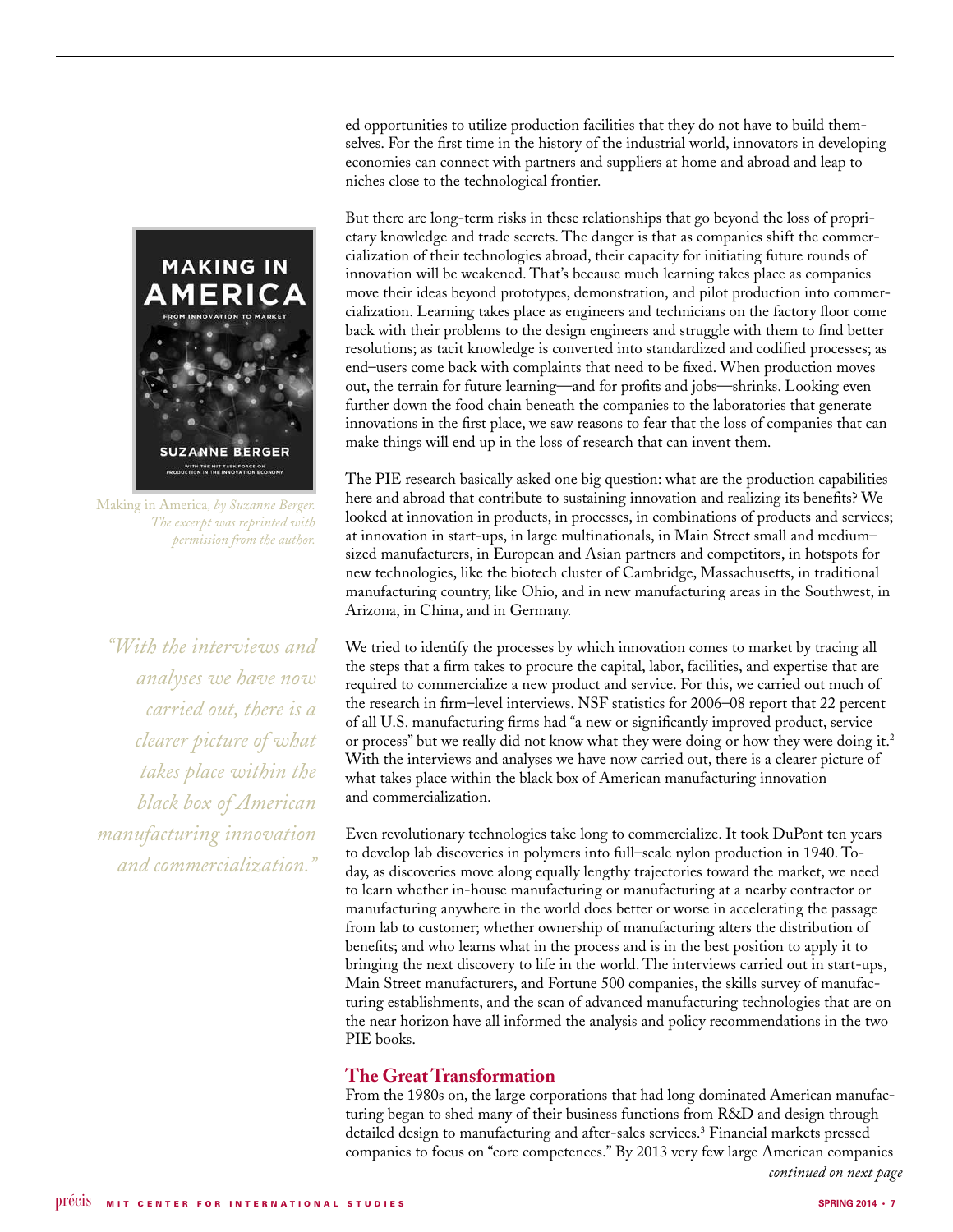ed opportunities to utilize production facilities that they do not have to build themselves. For the first time in the history of the industrial world, innovators in developing economies can connect with partners and suppliers at home and abroad and leap to niches close to the technological frontier.

But there are long-term risks in these relationships that go beyond the loss of proprietary knowledge and trade secrets. The danger is that as companies shift the commercialization of their technologies abroad, their capacity for initiating future rounds of innovation will be weakened. That's because much learning takes place as companies move their ideas beyond prototypes, demonstration, and pilot production into commercialization. Learning takes place as engineers and technicians on the factory floor come back with their problems to the design engineers and struggle with them to find better resolutions; as tacit knowledge is converted into standardized and codified processes; as end–users come back with complaints that need to be fixed. When production moves out, the terrain for future learning—and for profits and jobs—shrinks. Looking even further down the food chain beneath the companies to the laboratories that generate innovations in the first place, we saw reasons to fear that the loss of companies that can make things will end up in the loss of research that can invent them.

*Making in America, by Suzanne Berger. The excerpt was reprinted with permission from the author.*

The PIE research basically asked one big question: what are the production capabilities here and abroad that contribute to sustaining innovation and realizing its benefits? We looked at innovation in products, in processes, in combinations of products and services; at innovation in start-ups, in large multinationals, in Main Street small and medium–sized manufacturers, in European and Asian partners and competitors, in hotspots for new technologies, like the biotech cluster of Cambridge, Massachusetts, in traditional manufacturing country, like Ohio, and in new manufacturing areas in the Southwest, in Arizona, in China, and in Germany.

*"With the interviews and analyses we have now carried out, there is a clearer picture of what takes place within the black box of American manufacturing innovation and commercialization."*

We tried to identify the processes by which innovation comes to market by tracing all the steps that a firm takes to procure the capital, labor, facilities, and expertise that are required to commercialize a new product and service. For this, we carried out much of the research in firm–level interviews. NSF statistics for 2006–08 report that 22 percent of all U.S. manufacturing firms had "a new or significantly improved product, service or process" but we really did not know what they were doing or how they were doing it.[2] With the interviews and analyses we have now carried out, there is a clearer picture of what takes place within the black box of American manufacturing innovation and commercialization.

Even revolutionary technologies take long to commercialize. It took DuPont ten years to develop lab discoveries in polymers into full–scale nylon production in 1940. Today, as discoveries move along equally lengthy trajectories toward the market, we need to learn whether in-house manufacturing or manufacturing at a nearby contractor or manufacturing anywhere in the world does better or worse in accelerating the passage from lab to customer; whether ownership of manufacturing alters the distribution of benefits; and who learns what in the process and is in the best position to apply it to bringing the next discovery to life in the world. The interviews carried out in start-ups, Main Street manufacturers, and Fortune 500 companies, the skills survey of manufacturing establishments, and the scan of advanced manufacturing technologies that are on the near horizon have all informed the analysis and policy recommendations in the two PIE books.

## The Great Transformation

From the 1980s on, the large corporations that had long dominated American manufacturing began to shed many of their business functions from R&D and design through detailed design to manufacturing and after-sales services.[3] Financial markets pressed companies to focus on "core competences." By 2013 very few large American companies

*continued on next page*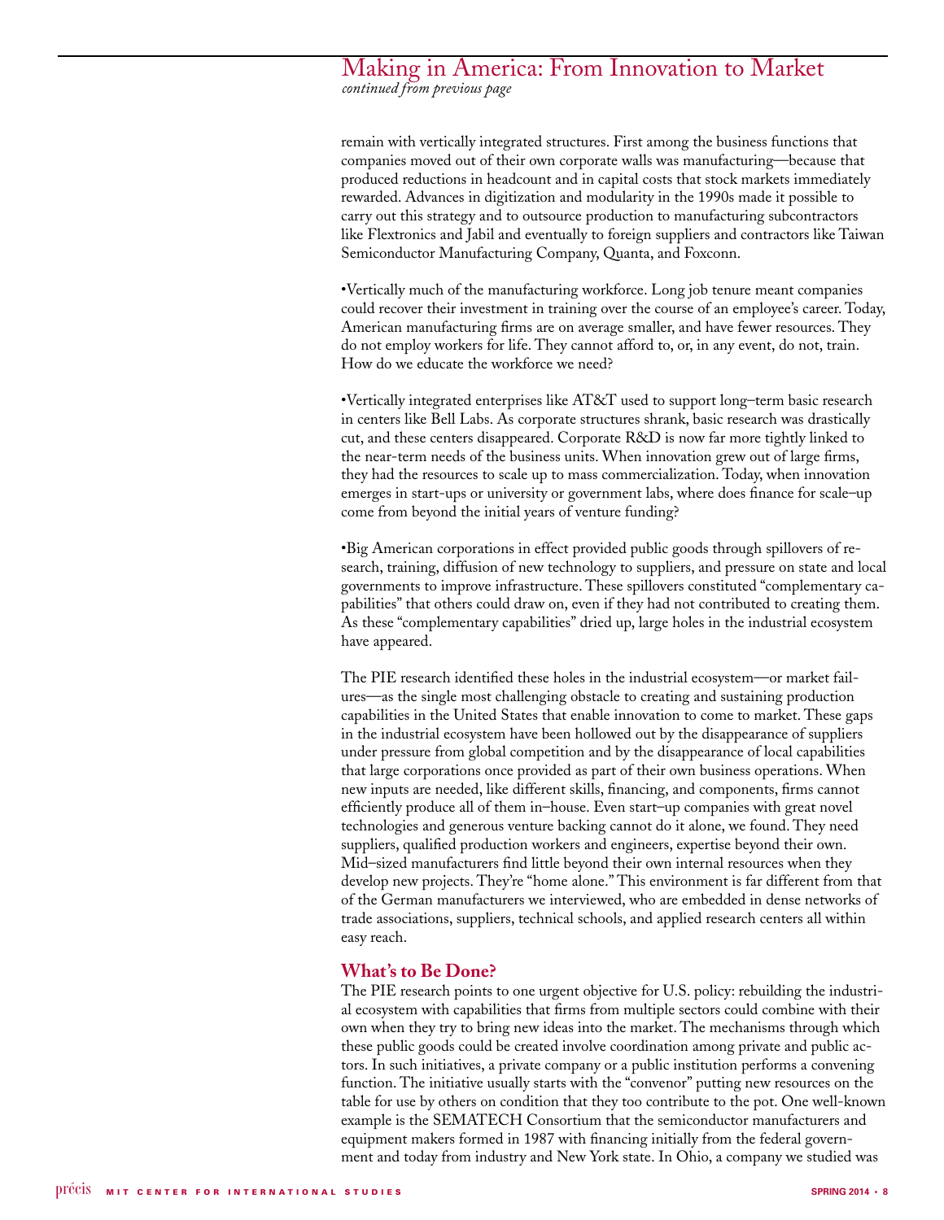remain with vertically integrated structures. First among the business functions that companies moved out of their own corporate walls was manufacturing—because that produced reductions in headcount and in capital costs that stock markets immediately rewarded. Advances in digitization and modularity in the 1990s made it possible to carry out this strategy and to outsource production to manufacturing subcontractors like Flextronics and Jabil and eventually to foreign suppliers and contractors like Taiwan Semiconductor Manufacturing Company, Quanta, and Foxconn.

•Vertically much of the manufacturing workforce. Long job tenure meant companies could recover their investment in training over the course of an employee's career. Today, American manufacturing firms are on average smaller, and have fewer resources. They do not employ workers for life. They cannot afford to, or, in any event, do not, train. How do we educate the workforce we need?

•Vertically integrated enterprises like AT&T used to support long–term basic research in centers like Bell Labs. As corporate structures shrank, basic research was drastically cut, and these centers disappeared. Corporate R&D is now far more tightly linked to the near-term needs of the business units. When innovation grew out of large firms, they had the resources to scale up to mass commercialization. Today, when innovation emerges in start-ups or university or government labs, where does finance for scale–up come from beyond the initial years of venture funding?

•Big American corporations in effect provided public goods through spillovers of research, training, diffusion of new technology to suppliers, and pressure on state and local governments to improve infrastructure. These spillovers constituted "complementary capabilities" that others could draw on, even if they had not contributed to creating them. As these "complementary capabilities" dried up, large holes in the industrial ecosystem have appeared.

The PIE research identified these holes in the industrial ecosystem—or market failures—as the single most challenging obstacle to creating and sustaining production capabilities in the United States that enable innovation to come to market. These gaps in the industrial ecosystem have been hollowed out by the disappearance of suppliers under pressure from global competition and by the disappearance of local capabilities that large corporations once provided as part of their own business operations. When new inputs are needed, like different skills, financing, and components, firms cannot efficiently produce all of them in–house. Even start–up companies with great novel technologies and generous venture backing cannot do it alone, we found. They need suppliers, qualified production workers and engineers, expertise beyond their own. Mid–sized manufacturers find little beyond their own internal resources when they develop new projects. They're "home alone." This environment is far different from that of the German manufacturers we interviewed, who are embedded in dense networks of trade associations, suppliers, technical schools, and applied research centers all within easy reach.

## What's to Be Done?

The PIE research points to one urgent objective for U.S. policy: rebuilding the industrial ecosystem with capabilities that firms from multiple sectors could combine with their own when they try to bring new ideas into the market. The mechanisms through which these public goods could be created involve coordination among private and public actors. In such initiatives, a private company or a public institution performs a convening function. The initiative usually starts with the "convenor" putting new resources on the table for use by others on condition that they too contribute to the pot. One well-known example is the SEMATECH Consortium that the semiconductor manufacturers and equipment makers formed in 1987 with financing initially from the federal government and today from industry and New York state. In Ohio, a company we studied was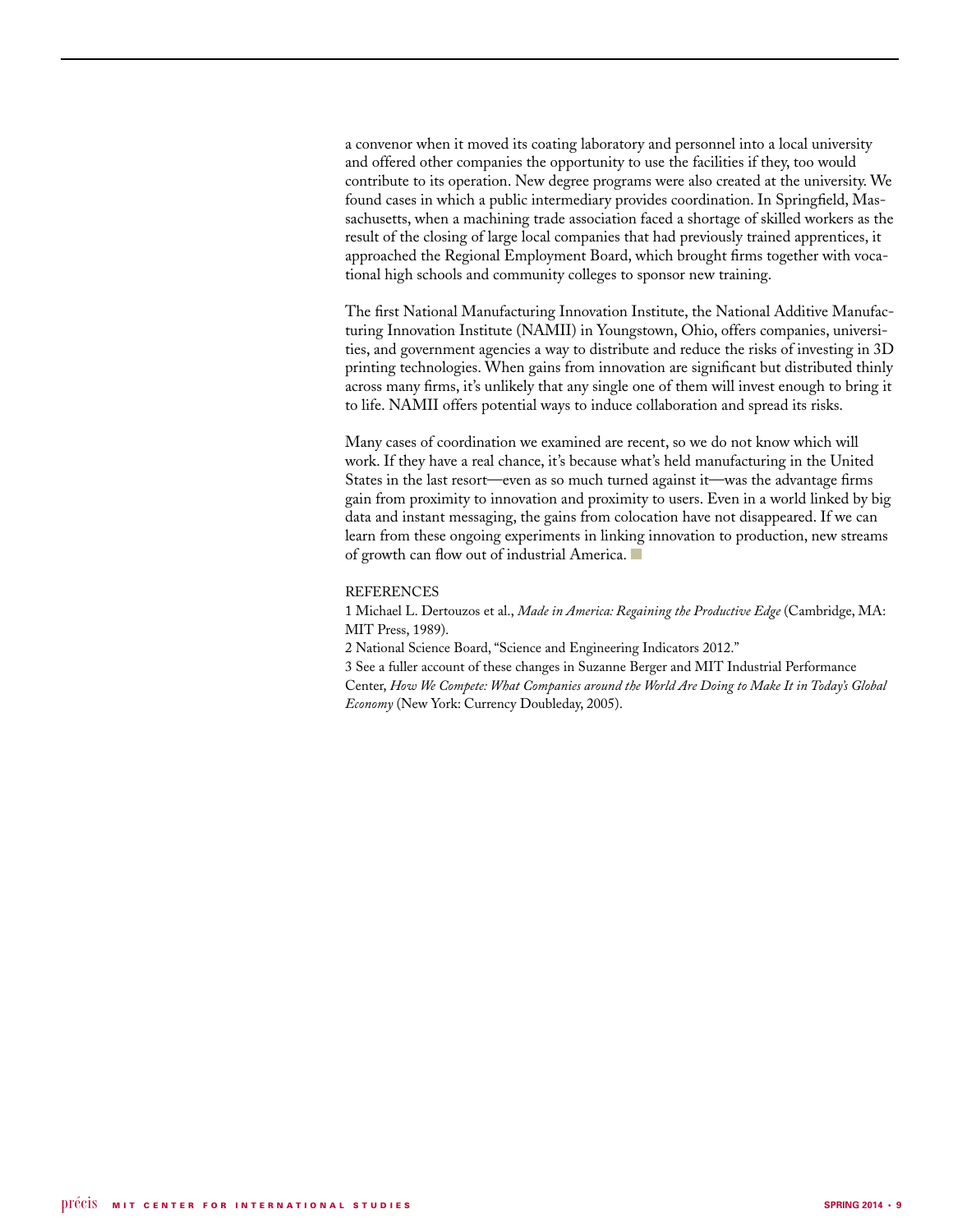a convenor when it moved its coating laboratory and personnel into a local university and offered other companies the opportunity to use the facilities if they, too would contribute to its operation. New degree programs were also created at the university. We found cases in which a public intermediary provides coordination. In Springfield, Massachusetts, when a machining trade association faced a shortage of skilled workers as the result of the closing of large local companies that had previously trained apprentices, it approached the Regional Employment Board, which brought firms together with vocational high schools and community colleges to sponsor new training.

The first National Manufacturing Innovation Institute, the National Additive Manufacturing Innovation Institute (NAMII) in Youngstown, Ohio, offers companies, universities, and government agencies a way to distribute and reduce the risks of investing in 3D printing technologies. When gains from innovation are significant but distributed thinly across many firms, it's unlikely that any single one of them will invest enough to bring it to life. NAMII offers potential ways to induce collaboration and spread its risks.

Many cases of coordination we examined are recent, so we do not know which will work. If they have a real chance, it's because what's held manufacturing in the United States in the last resort—even as so much turned against it—was the advantage firms gain from proximity to innovation and proximity to users. Even in a world linked by big data and instant messaging, the gains from colocation have not disappeared. If we can learn from these ongoing experiments in linking innovation to production, new streams of growth can flow out of industrial America. ■

REFERENCES

1 Michael L. Dertouzos et al., *Made in America: Regaining the Productive Edge* (Cambridge, MA: MIT Press, 1989).

2 National Science Board, "Science and Engineering Indicators 2012."

3 See a fuller account of these changes in Suzanne Berger and MIT Industrial Performance Center, *How We Compete: What Companies around the World Are Doing to Make It in Today's Global Economy* (New York: Currency Doubleday, 2005).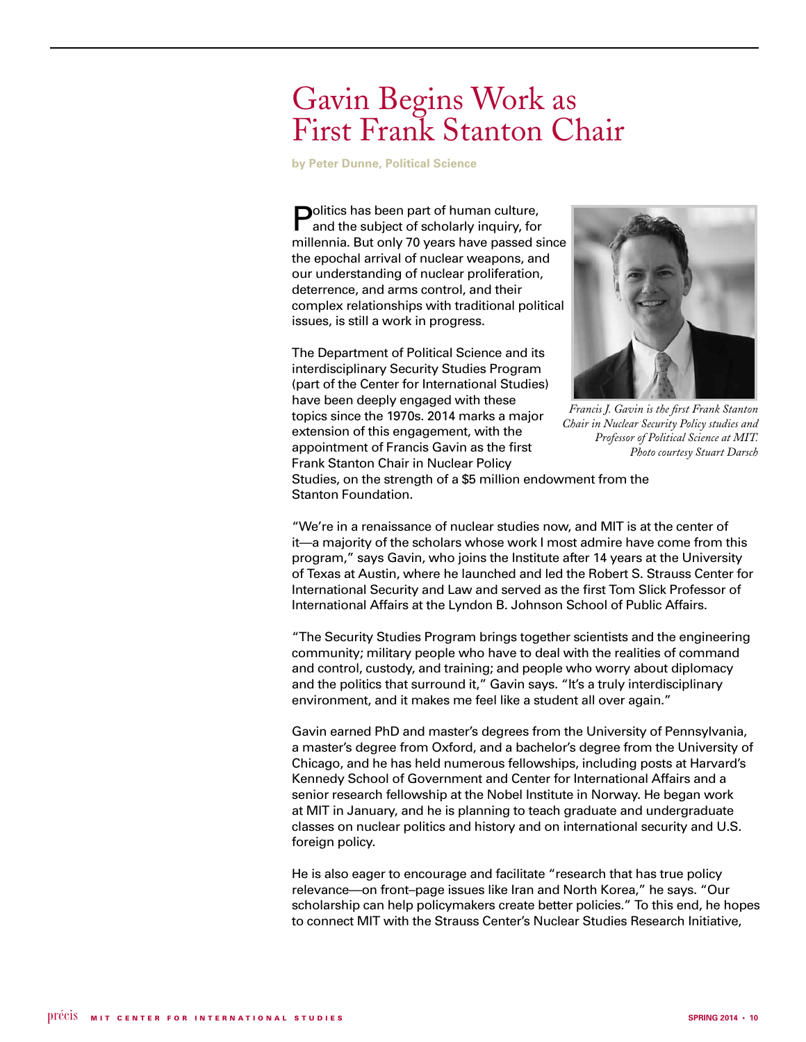# Gavin Begins Work as First Frank Stanton Chair

**by Peter Dunne, Political Science**

Politics has been part of human culture, and the subject of scholarly inquiry, for millennia. But only 70 years have passed since the epochal arrival of nuclear weapons, and our understanding of nuclear proliferation, deterrence, and arms control, and their complex relationships with traditional political issues, is still a work in progress.

The Department of Political Science and its interdisciplinary Security Studies Program (part of the Center for International Studies) have been deeply engaged with these topics since the 1970s. 2014 marks a major extension of this engagement, with the appointment of Francis Gavin as the first Frank Stanton Chair in Nuclear Policy Studies, on the strength of a $5 million endowment from the Stanton Foundation.

*Francis J. Gavin is the first Frank Stanton Chair in Nuclear Security Policy studies and Professor of Political Science at MIT. Photo courtesy Stuart Darsch*

"We're in a renaissance of nuclear studies now, and MIT is at the center of it—a majority of the scholars whose work I most admire have come from this program," says Gavin, who joins the Institute after 14 years at the University of Texas at Austin, where he launched and led the Robert S. Strauss Center for International Security and Law and served as the first Tom Slick Professor of International Affairs at the Lyndon B. Johnson School of Public Affairs.

"The Security Studies Program brings together scientists and the engineering community; military people who have to deal with the realities of command and control, custody, and training; and people who worry about diplomacy and the politics that surround it," Gavin says. "It's a truly interdisciplinary environment, and it makes me feel like a student all over again."

Gavin earned PhD and master's degrees from the University of Pennsylvania, a master's degree from Oxford, and a bachelor's degree from the University of Chicago, and he has held numerous fellowships, including posts at Harvard's Kennedy School of Government and Center for International Affairs and a senior research fellowship at the Nobel Institute in Norway. He began work at MIT in January, and he is planning to teach graduate and undergraduate classes on nuclear politics and history and on international security and U.S. foreign policy.

He is also eager to encourage and facilitate "research that has true policy relevance—on front-page issues like Iran and North Korea," he says. "Our scholarship can help policymakers create better policies." To this end, he hopes to connect MIT with the Strauss Center's Nuclear Studies Research Initiative,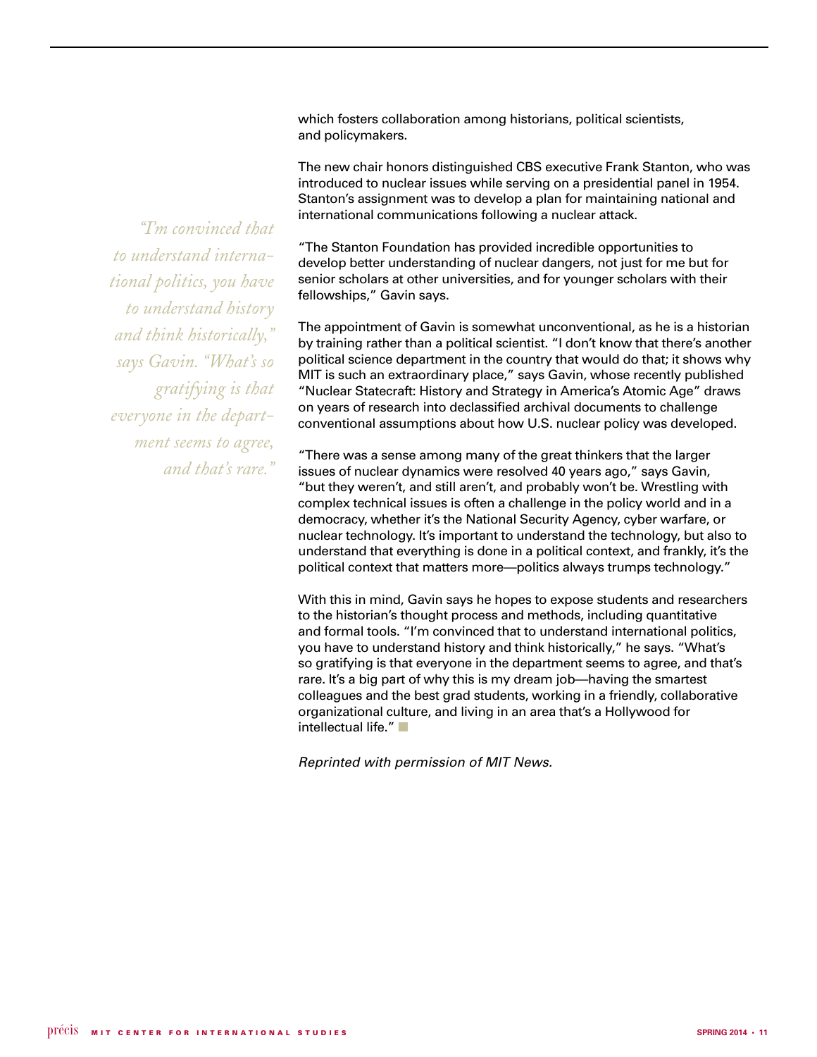which fosters collaboration among historians, political scientists, and policymakers.

The new chair honors distinguished CBS executive Frank Stanton, who was introduced to nuclear issues while serving on a presidential panel in 1954. Stanton's assignment was to develop a plan for maintaining national and international communications following a nuclear attack.

> *"I'm convinced that to understand international politics, you have to understand history and think historically," says Gavin. "What's so gratifying is that everyone in the department seems to agree, and that's rare."*

"The Stanton Foundation has provided incredible opportunities to develop better understanding of nuclear dangers, not just for me but for senior scholars at other universities, and for younger scholars with their fellowships," Gavin says.

The appointment of Gavin is somewhat unconventional, as he is a historian by training rather than a political scientist. "I don't know that there's another political science department in the country that would do that; it shows why MIT is such an extraordinary place," says Gavin, whose recently published "Nuclear Statecraft: History and Strategy in America's Atomic Age" draws on years of research into declassified archival documents to challenge conventional assumptions about how U.S. nuclear policy was developed.

"There was a sense among many of the great thinkers that the larger issues of nuclear dynamics were resolved 40 years ago," says Gavin, "but they weren't, and still aren't, and probably won't be. Wrestling with complex technical issues is often a challenge in the policy world and in a democracy, whether it's the National Security Agency, cyber warfare, or nuclear technology. It's important to understand the technology, but also to understand that everything is done in a political context, and frankly, it's the political context that matters more—politics always trumps technology."

With this in mind, Gavin says he hopes to expose students and researchers to the historian's thought process and methods, including quantitative and formal tools. "I'm convinced that to understand international politics, you have to understand history and think historically," he says. "What's so gratifying is that everyone in the department seems to agree, and that's rare. It's a big part of why this is my dream job—having the smartest colleagues and the best grad students, working in a friendly, collaborative organizational culture, and living in an area that's a Hollywood for intellectual life." ■

*Reprinted with permission of MIT News.*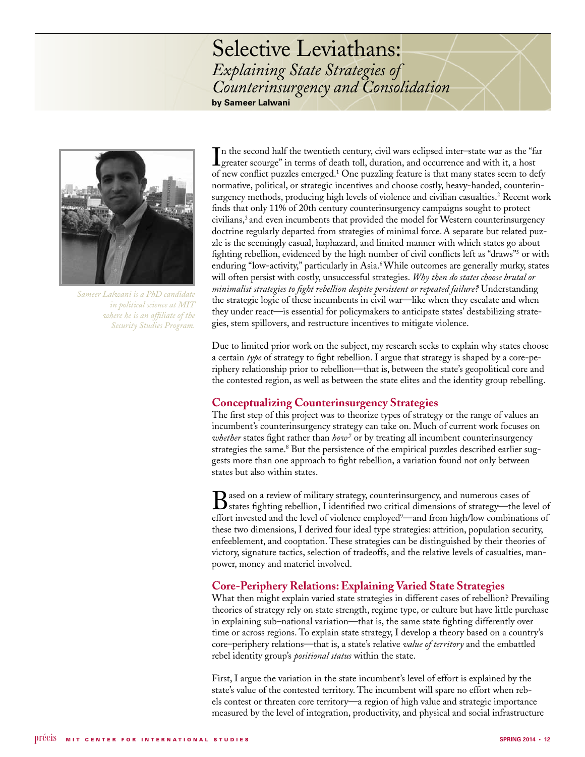# Selective Leviathans: *Explaining State Strategies of Counterinsurgency and Consolidation*

**by Sameer Lalwani**

*Sameer Lalwani is a PhD candidate in political science at MIT where he is an affiliate of the Security Studies Program.*

In the second half the twentieth century, civil wars eclipsed inter–state war as the "far greater scourge" in terms of death toll, duration, and occurrence and with it, a host of new conflict puzzles emerged.[1] One puzzling feature is that many states seem to defy normative, political, or strategic incentives and choose costly, heavy-handed, counterinsurgency methods, producing high levels of violence and civilian casualties.[2] Recent work finds that only 11% of 20th century counterinsurgency campaigns sought to protect civilians,[3] and even incumbents that provided the model for Western counterinsurgency doctrine regularly departed from strategies of minimal force. A separate but related puzzle is the seemingly casual, haphazard, and limited manner with which states go about fighting rebellion, evidenced by the high number of civil conflicts left as "draws"[5] or with enduring "low-activity," particularly in Asia.[6] While outcomes are generally murky, states will often persist with costly, unsuccessful strategies. *Why then do states choose brutal or minimalist strategies to fight rebellion despite persistent or repeated failure?* Understanding the strategic logic of these incumbents in civil war—like when they escalate and when they under react—is essential for policymakers to anticipate states' destabilizing strategies, stem spillovers, and restructure incentives to mitigate violence.

Due to limited prior work on the subject, my research seeks to explain why states choose a certain *type* of strategy to fight rebellion. I argue that strategy is shaped by a core-periphery relationship prior to rebellion—that is, between the state's geopolitical core and the contested region, as well as between the state elites and the identity group rebelling.

## Conceptualizing Counterinsurgency Strategies

The first step of this project was to theorize types of strategy or the range of values an incumbent's counterinsurgency strategy can take on. Much of current work focuses on *whether* states fight rather than *how*[7] or by treating all incumbent counterinsurgency strategies the same.[8] But the persistence of the empirical puzzles described earlier suggests more than one approach to fight rebellion, a variation found not only between states but also within states.

Based on a review of military strategy, counterinsurgency, and numerous cases of states fighting rebellion, I identified two critical dimensions of strategy—the level of effort invested and the level of violence employed[9]—and from high/low combinations of these two dimensions, I derived four ideal type strategies: attrition, population security, enfeeblement, and cooptation. These strategies can be distinguished by their theories of victory, signature tactics, selection of tradeoffs, and the relative levels of casualties, manpower, money and materiel involved.

## Core-Periphery Relations: Explaining Varied State Strategies

What then might explain varied state strategies in different cases of rebellion? Prevailing theories of strategy rely on state strength, regime type, or culture but have little purchase in explaining sub–national variation—that is, the same state fighting differently over time or across regions. To explain state strategy, I develop a theory based on a country's core–periphery relations—that is, a state's relative *value of territory* and the embattled rebel identity group's *positional status* within the state.

First, I argue the variation in the state incumbent's level of effort is explained by the state's value of the contested territory. The incumbent will spare no effort when rebels contest or threaten core territory—a region of high value and strategic importance measured by the level of integration, productivity, and physical and social infrastructure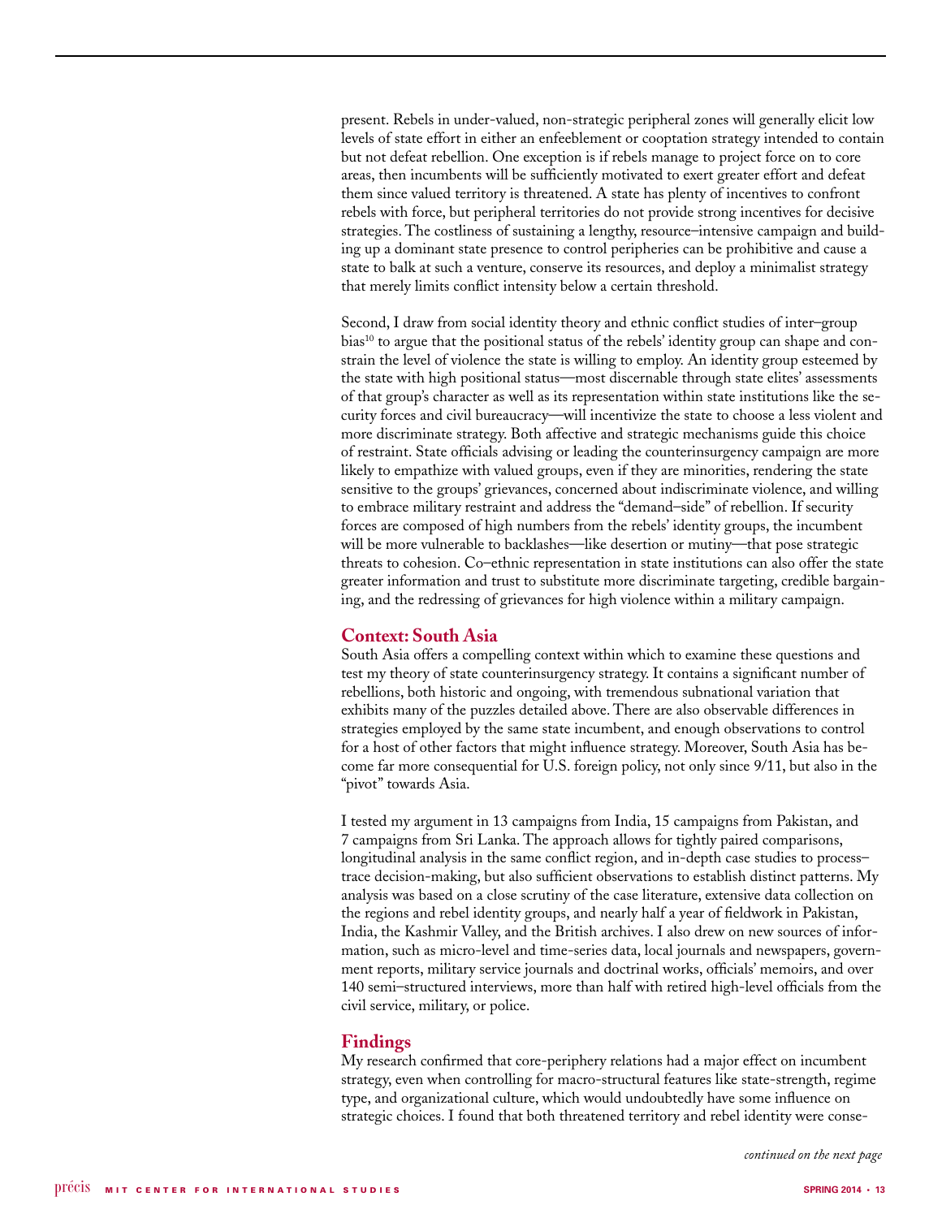present. Rebels in under-valued, non-strategic peripheral zones will generally elicit low levels of state effort in either an enfeeblement or cooptation strategy intended to contain but not defeat rebellion. One exception is if rebels manage to project force on to core areas, then incumbents will be sufficiently motivated to exert greater effort and defeat them since valued territory is threatened. A state has plenty of incentives to confront rebels with force, but peripheral territories do not provide strong incentives for decisive strategies. The costliness of sustaining a lengthy, resource–intensive campaign and building up a dominant state presence to control peripheries can be prohibitive and cause a state to balk at such a venture, conserve its resources, and deploy a minimalist strategy that merely limits conflict intensity below a certain threshold.

Second, I draw from social identity theory and ethnic conflict studies of inter–group bias[10] to argue that the positional status of the rebels' identity group can shape and constrain the level of violence the state is willing to employ. An identity group esteemed by the state with high positional status—most discernable through state elites' assessments of that group's character as well as its representation within state institutions like the security forces and civil bureaucracy—will incentivize the state to choose a less violent and more discriminate strategy. Both affective and strategic mechanisms guide this choice of restraint. State officials advising or leading the counterinsurgency campaign are more likely to empathize with valued groups, even if they are minorities, rendering the state sensitive to the groups' grievances, concerned about indiscriminate violence, and willing to embrace military restraint and address the "demand–side" of rebellion. If security forces are composed of high numbers from the rebels' identity groups, the incumbent will be more vulnerable to backlashes—like desertion or mutiny—that pose strategic threats to cohesion. Co–ethnic representation in state institutions can also offer the state greater information and trust to substitute more discriminate targeting, credible bargaining, and the redressing of grievances for high violence within a military campaign.

## Context: South Asia

South Asia offers a compelling context within which to examine these questions and test my theory of state counterinsurgency strategy. It contains a significant number of rebellions, both historic and ongoing, with tremendous subnational variation that exhibits many of the puzzles detailed above. There are also observable differences in strategies employed by the same state incumbent, and enough observations to control for a host of other factors that might influence strategy. Moreover, South Asia has become far more consequential for U.S. foreign policy, not only since 9/11, but also in the "pivot" towards Asia.

I tested my argument in 13 campaigns from India, 15 campaigns from Pakistan, and 7 campaigns from Sri Lanka. The approach allows for tightly paired comparisons, longitudinal analysis in the same conflict region, and in-depth case studies to process–trace decision-making, but also sufficient observations to establish distinct patterns. My analysis was based on a close scrutiny of the case literature, extensive data collection on the regions and rebel identity groups, and nearly half a year of fieldwork in Pakistan, India, the Kashmir Valley, and the British archives. I also drew on new sources of information, such as micro-level and time-series data, local journals and newspapers, government reports, military service journals and doctrinal works, officials' memoirs, and over 140 semi–structured interviews, more than half with retired high-level officials from the civil service, military, or police.

## Findings

My research confirmed that core-periphery relations had a major effect on incumbent strategy, even when controlling for macro-structural features like state-strength, regime type, and organizational culture, which would undoubtedly have some influence on strategic choices. I found that both threatened territory and rebel identity were conse-

*continued on the next page*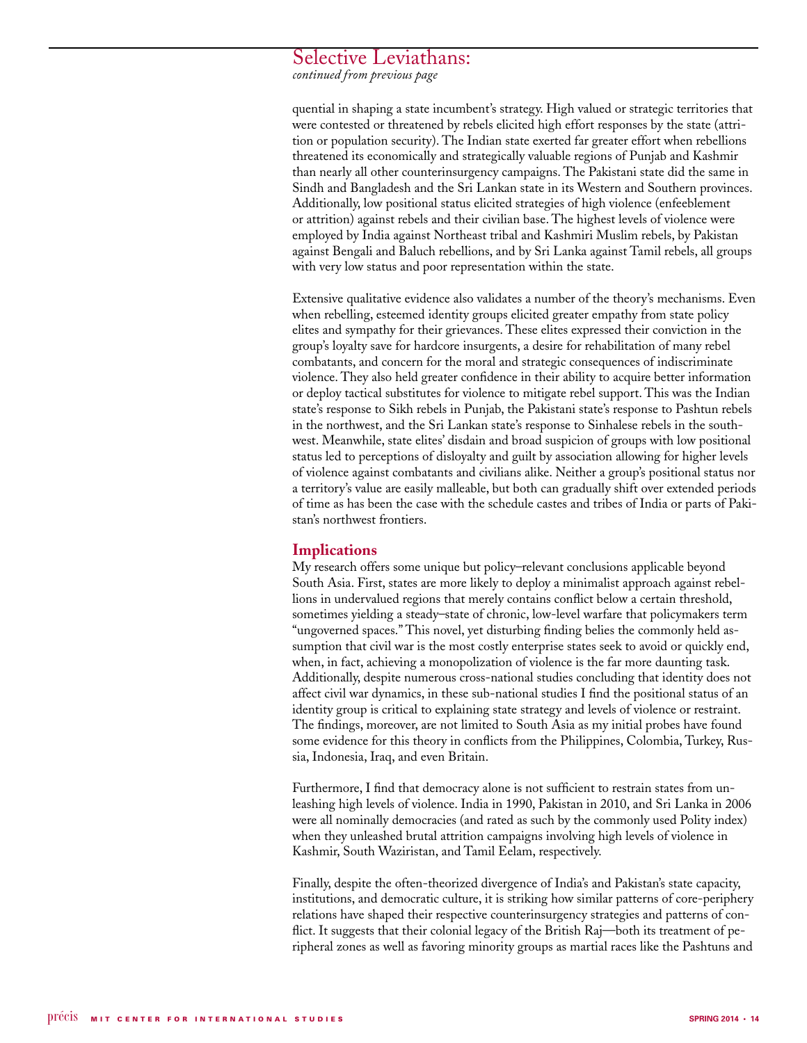## Selective Leviathans:

*continued from previous page*

quential in shaping a state incumbent's strategy. High valued or strategic territories that were contested or threatened by rebels elicited high effort responses by the state (attrition or population security). The Indian state exerted far greater effort when rebellions threatened its economically and strategically valuable regions of Punjab and Kashmir than nearly all other counterinsurgency campaigns. The Pakistani state did the same in Sindh and Bangladesh and the Sri Lankan state in its Western and Southern provinces. Additionally, low positional status elicited strategies of high violence (enfeeblement or attrition) against rebels and their civilian base. The highest levels of violence were employed by India against Northeast tribal and Kashmiri Muslim rebels, by Pakistan against Bengali and Baluch rebellions, and by Sri Lanka against Tamil rebels, all groups with very low status and poor representation within the state.

Extensive qualitative evidence also validates a number of the theory's mechanisms. Even when rebelling, esteemed identity groups elicited greater empathy from state policy elites and sympathy for their grievances. These elites expressed their conviction in the group's loyalty save for hardcore insurgents, a desire for rehabilitation of many rebel combatants, and concern for the moral and strategic consequences of indiscriminate violence. They also held greater confidence in their ability to acquire better information or deploy tactical substitutes for violence to mitigate rebel support. This was the Indian state's response to Sikh rebels in Punjab, the Pakistani state's response to Pashtun rebels in the northwest, and the Sri Lankan state's response to Sinhalese rebels in the southwest. Meanwhile, state elites' disdain and broad suspicion of groups with low positional status led to perceptions of disloyalty and guilt by association allowing for higher levels of violence against combatants and civilians alike. Neither a group's positional status nor a territory's value are easily malleable, but both can gradually shift over extended periods of time as has been the case with the schedule castes and tribes of India or parts of Pakistan's northwest frontiers.

### Implications

My research offers some unique but policy–relevant conclusions applicable beyond South Asia. First, states are more likely to deploy a minimalist approach against rebellions in undervalued regions that merely contains conflict below a certain threshold, sometimes yielding a steady–state of chronic, low-level warfare that policymakers term "ungoverned spaces." This novel, yet disturbing finding belies the commonly held assumption that civil war is the most costly enterprise states seek to avoid or quickly end, when, in fact, achieving a monopolization of violence is the far more daunting task. Additionally, despite numerous cross-national studies concluding that identity does not affect civil war dynamics, in these sub-national studies I find the positional status of an identity group is critical to explaining state strategy and levels of violence or restraint. The findings, moreover, are not limited to South Asia as my initial probes have found some evidence for this theory in conflicts from the Philippines, Colombia, Turkey, Russia, Indonesia, Iraq, and even Britain.

Furthermore, I find that democracy alone is not sufficient to restrain states from unleashing high levels of violence. India in 1990, Pakistan in 2010, and Sri Lanka in 2006 were all nominally democracies (and rated as such by the commonly used Polity index) when they unleashed brutal attrition campaigns involving high levels of violence in Kashmir, South Waziristan, and Tamil Eelam, respectively.

Finally, despite the often-theorized divergence of India's and Pakistan's state capacity, institutions, and democratic culture, it is striking how similar patterns of core-periphery relations have shaped their respective counterinsurgency strategies and patterns of conflict. It suggests that their colonial legacy of the British Raj—both its treatment of peripheral zones as well as favoring minority groups as martial races like the Pashtuns and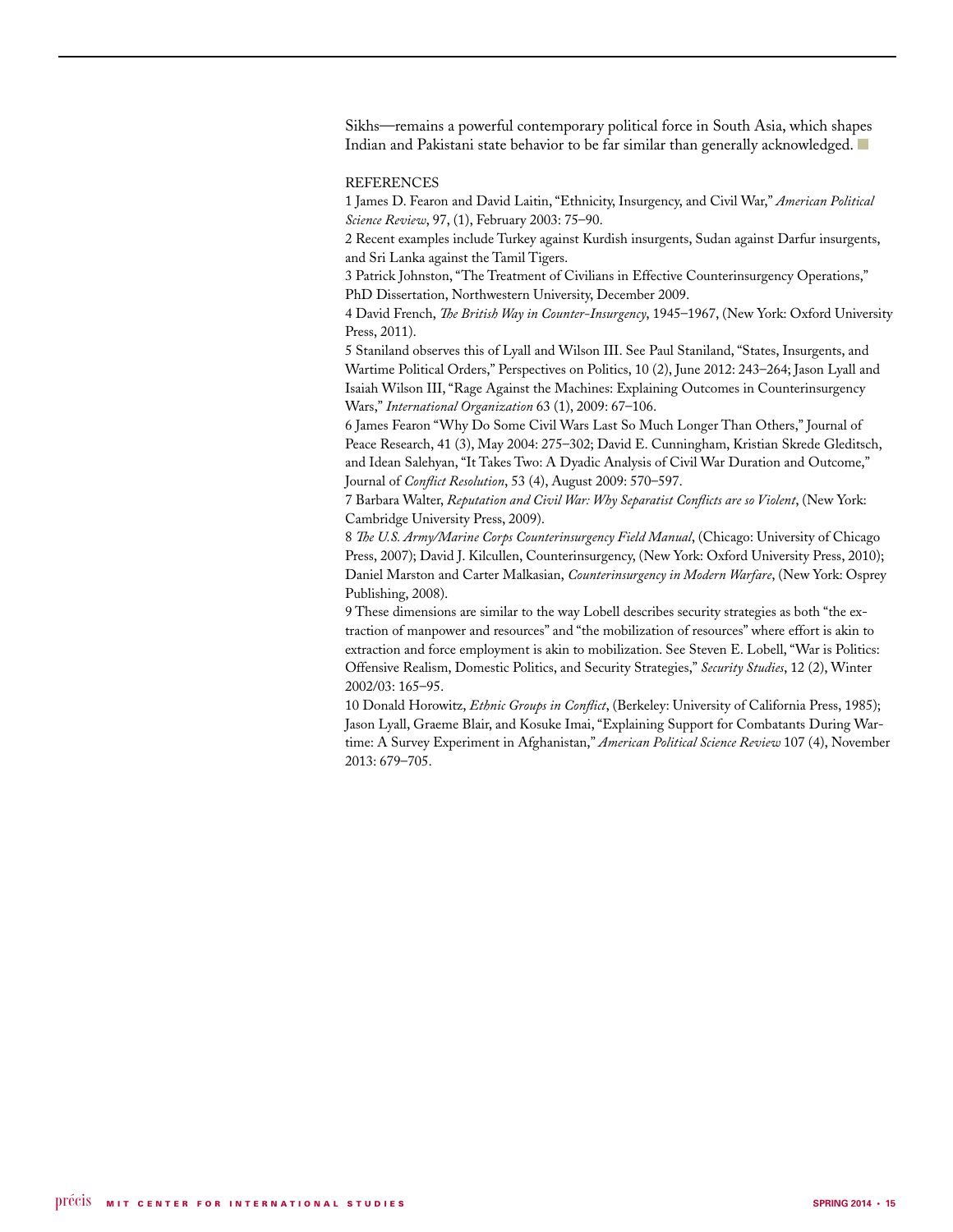Sikhs—remains a powerful contemporary political force in South Asia, which shapes Indian and Pakistani state behavior to be far similar than generally acknowledged.

REFERENCES

1 James D. Fearon and David Laitin, "Ethnicity, Insurgency, and Civil War," *American Political Science Review*, 97, (1), February 2003: 75–90.

2 Recent examples include Turkey against Kurdish insurgents, Sudan against Darfur insurgents, and Sri Lanka against the Tamil Tigers.

3 Patrick Johnston, "The Treatment of Civilians in Effective Counterinsurgency Operations," PhD Dissertation, Northwestern University, December 2009.

4 David French, *The British Way in Counter-Insurgency*, 1945–1967, (New York: Oxford University Press, 2011).

5 Staniland observes this of Lyall and Wilson III. See Paul Staniland, "States, Insurgents, and Wartime Political Orders," Perspectives on Politics, 10 (2), June 2012: 243–264; Jason Lyall and Isaiah Wilson III, "Rage Against the Machines: Explaining Outcomes in Counterinsurgency Wars," *International Organization* 63 (1), 2009: 67–106.

6 James Fearon "Why Do Some Civil Wars Last So Much Longer Than Others," Journal of Peace Research, 41 (3), May 2004: 275–302; David E. Cunningham, Kristian Skrede Gleditsch, and Idean Salehyan, "It Takes Two: A Dyadic Analysis of Civil War Duration and Outcome," Journal of *Conflict Resolution*, 53 (4), August 2009: 570–597.

7 Barbara Walter, *Reputation and Civil War: Why Separatist Conflicts are so Violent*, (New York: Cambridge University Press, 2009).

8 *The U.S. Army/Marine Corps Counterinsurgency Field Manual*, (Chicago: University of Chicago Press, 2007); David J. Kilcullen, Counterinsurgency, (New York: Oxford University Press, 2010); Daniel Marston and Carter Malkasian, *Counterinsurgency in Modern Warfare*, (New York: Osprey Publishing, 2008).

9 These dimensions are similar to the way Lobell describes security strategies as both "the extraction of manpower and resources" and "the mobilization of resources" where effort is akin to extraction and force employment is akin to mobilization. See Steven E. Lobell, "War is Politics: Offensive Realism, Domestic Politics, and Security Strategies," *Security Studies*, 12 (2), Winter 2002/03: 165–95.

10 Donald Horowitz, *Ethnic Groups in Conflict*, (Berkeley: University of California Press, 1985); Jason Lyall, Graeme Blair, and Kosuke Imai, "Explaining Support for Combatants During Wartime: A Survey Experiment in Afghanistan," *American Political Science Review* 107 (4), November 2013: 679–705.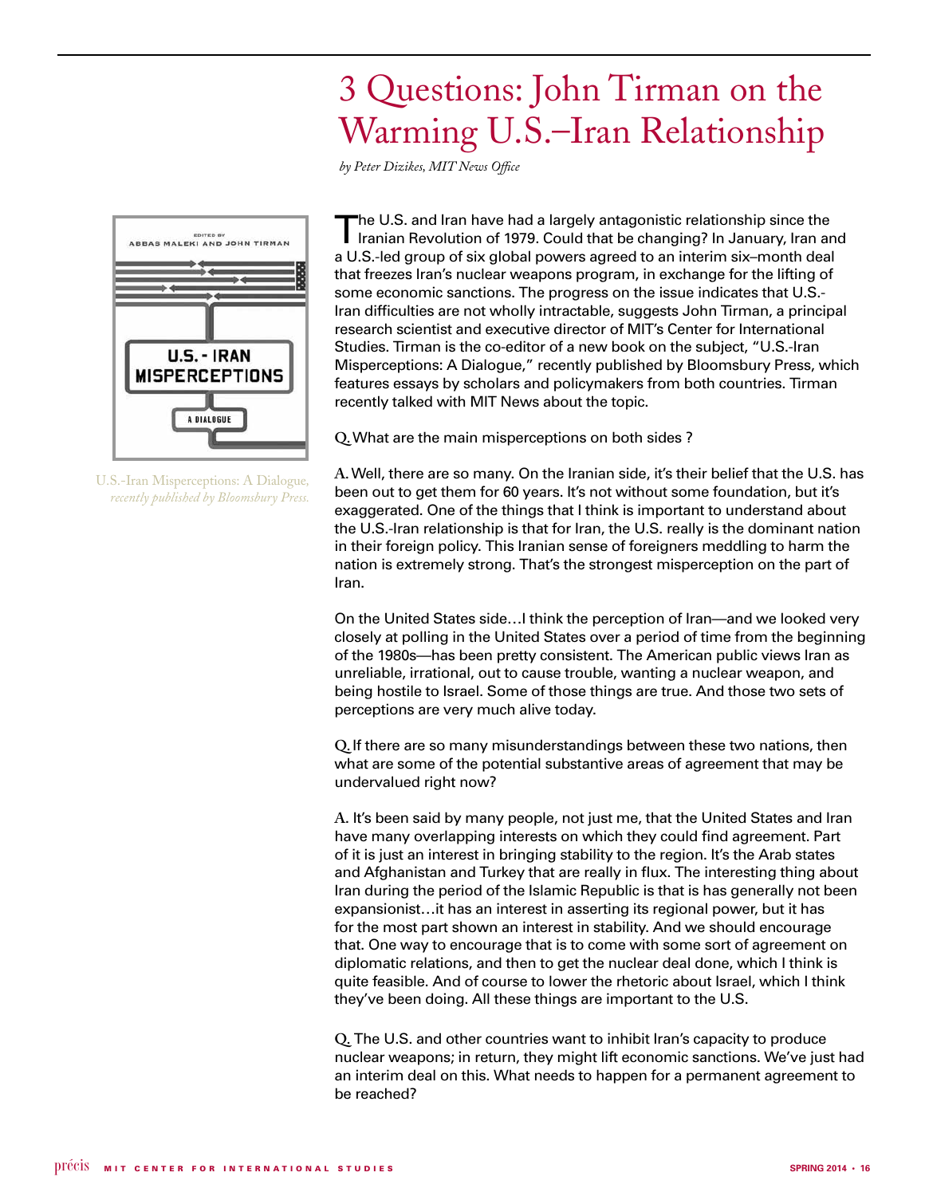# 3 Questions: John Tirman on the Warming U.S.–Iran Relationship

*by Peter Dizikes, MIT News Office*

U.S.-Iran Misperceptions: A Dialogue, *recently published by Bloomsbury Press.*

The U.S. and Iran have had a largely antagonistic relationship since the Iranian Revolution of 1979. Could that be changing? In January, Iran and a U.S.-led group of six global powers agreed to an interim six–month deal that freezes Iran's nuclear weapons program, in exchange for the lifting of some economic sanctions. The progress on the issue indicates that U.S.-Iran difficulties are not wholly intractable, suggests John Tirman, a principal research scientist and executive director of MIT's Center for International Studies. Tirman is the co-editor of a new book on the subject, "U.S.-Iran Misperceptions: A Dialogue," recently published by Bloomsbury Press, which features essays by scholars and policymakers from both countries. Tirman recently talked with MIT News about the topic.

**Q.** What are the main misperceptions on both sides ?

**A.** Well, there are so many. On the Iranian side, it's their belief that the U.S. has been out to get them for 60 years. It's not without some foundation, but it's exaggerated. One of the things that I think is important to understand about the U.S.-Iran relationship is that for Iran, the U.S. really is the dominant nation in their foreign policy. This Iranian sense of foreigners meddling to harm the nation is extremely strong. That's the strongest misperception on the part of Iran.

On the United States side…I think the perception of Iran—and we looked very closely at polling in the United States over a period of time from the beginning of the 1980s—has been pretty consistent. The American public views Iran as unreliable, irrational, out to cause trouble, wanting a nuclear weapon, and being hostile to Israel. Some of those things are true. And those two sets of perceptions are very much alive today.

**Q.** If there are so many misunderstandings between these two nations, then what are some of the potential substantive areas of agreement that may be undervalued right now?

**A.** It's been said by many people, not just me, that the United States and Iran have many overlapping interests on which they could find agreement. Part of it is just an interest in bringing stability to the region. It's the Arab states and Afghanistan and Turkey that are really in flux. The interesting thing about Iran during the period of the Islamic Republic is that is has generally not been expansionist…it has an interest in asserting its regional power, but it has for the most part shown an interest in stability. And we should encourage that. One way to encourage that is to come with some sort of agreement on diplomatic relations, and then to get the nuclear deal done, which I think is quite feasible. And of course to lower the rhetoric about Israel, which I think they've been doing. All these things are important to the U.S.

**Q.** The U.S. and other countries want to inhibit Iran's capacity to produce nuclear weapons; in return, they might lift economic sanctions. We've just had an interim deal on this. What needs to happen for a permanent agreement to be reached?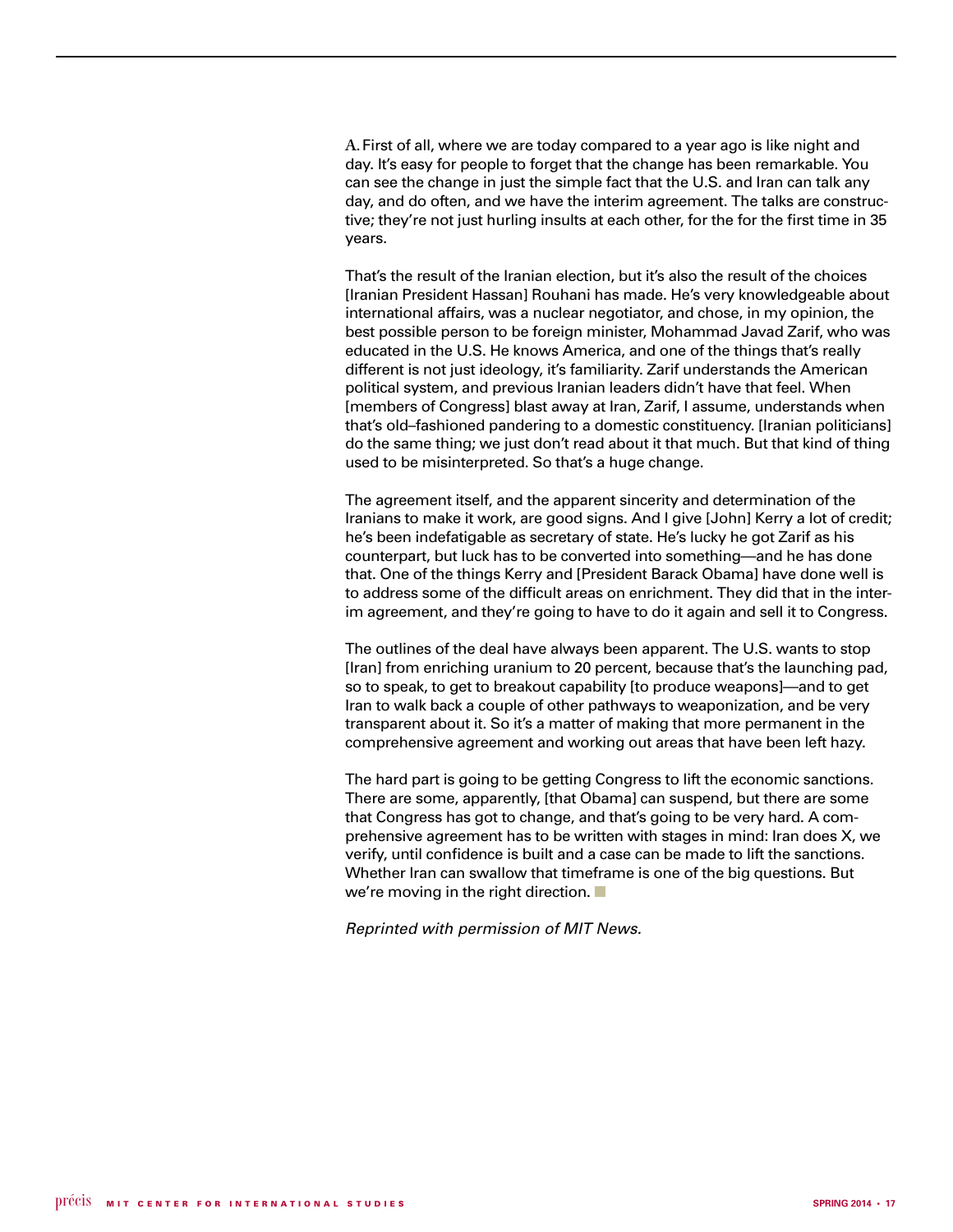**A.** First of all, where we are today compared to a year ago is like night and day. It's easy for people to forget that the change has been remarkable. You can see the change in just the simple fact that the U.S. and Iran can talk any day, and do often, and we have the interim agreement. The talks are constructive; they're not just hurling insults at each other, for the for the first time in 35 years.

That's the result of the Iranian election, but it's also the result of the choices [Iranian President Hassan] Rouhani has made. He's very knowledgeable about international affairs, was a nuclear negotiator, and chose, in my opinion, the best possible person to be foreign minister, Mohammad Javad Zarif, who was educated in the U.S. He knows America, and one of the things that's really different is not just ideology, it's familiarity. Zarif understands the American political system, and previous Iranian leaders didn't have that feel. When [members of Congress] blast away at Iran, Zarif, I assume, understands when that's old–fashioned pandering to a domestic constituency. [Iranian politicians] do the same thing; we just don't read about it that much. But that kind of thing used to be misinterpreted. So that's a huge change.

The agreement itself, and the apparent sincerity and determination of the Iranians to make it work, are good signs. And I give [John] Kerry a lot of credit; he's been indefatigable as secretary of state. He's lucky he got Zarif as his counterpart, but luck has to be converted into something—and he has done that. One of the things Kerry and [President Barack Obama] have done well is to address some of the difficult areas on enrichment. They did that in the interim agreement, and they're going to have to do it again and sell it to Congress.

The outlines of the deal have always been apparent. The U.S. wants to stop [Iran] from enriching uranium to 20 percent, because that's the launching pad, so to speak, to get to breakout capability [to produce weapons]—and to get Iran to walk back a couple of other pathways to weaponization, and be very transparent about it. So it's a matter of making that more permanent in the comprehensive agreement and working out areas that have been left hazy.

The hard part is going to be getting Congress to lift the economic sanctions. There are some, apparently, [that Obama] can suspend, but there are some that Congress has got to change, and that's going to be very hard. A comprehensive agreement has to be written with stages in mind: Iran does X, we verify, until confidence is built and a case can be made to lift the sanctions. Whether Iran can swallow that timeframe is one of the big questions. But we're moving in the right direction. ■

*Reprinted with permission of MIT News.*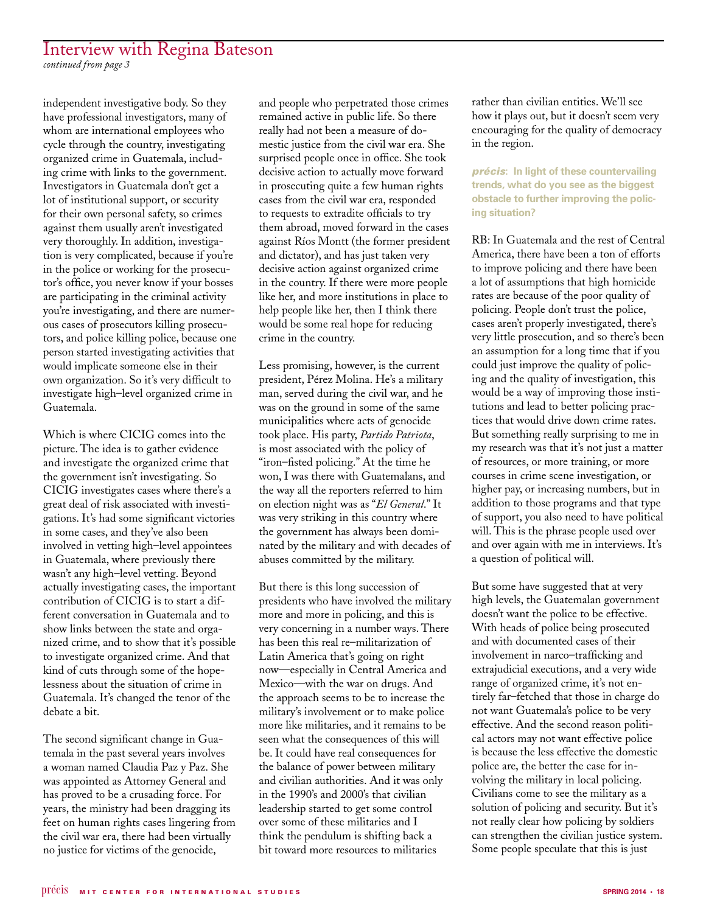## Interview with Regina Bateson

*continued from page 3*

independent investigative body. So they have professional investigators, many of whom are international employees who cycle through the country, investigating organized crime in Guatemala, including crime with links to the government. Investigators in Guatemala don't get a lot of institutional support, or security for their own personal safety, so crimes against them usually aren't investigated very thoroughly. In addition, investigation is very complicated, because if you're in the police or working for the prosecutor's office, you never know if your bosses are participating in the criminal activity you're investigating, and there are numerous cases of prosecutors killing prosecutors, and police killing police, because one person started investigating activities that would implicate someone else in their own organization. So it's very difficult to investigate high–level organized crime in Guatemala.

Which is where CICIG comes into the picture. The idea is to gather evidence and investigate the organized crime that the government isn't investigating. So CICIG investigates cases where there's a great deal of risk associated with investigations. It's had some significant victories in some cases, and they've also been involved in vetting high–level appointees in Guatemala, where previously there wasn't any high–level vetting. Beyond actually investigating cases, the important contribution of CICIG is to start a different conversation in Guatemala and to show links between the state and organized crime, and to show that it's possible to investigate organized crime. And that kind of cuts through some of the hopelessness about the situation of crime in Guatemala. It's changed the tenor of the debate a bit.

The second significant change in Guatemala in the past several years involves a woman named Claudia Paz y Paz. She was appointed as Attorney General and has proved to be a crusading force. For years, the ministry had been dragging its feet on human rights cases lingering from the civil war era, there had been virtually no justice for victims of the genocide, and people who perpetrated those crimes remained active in public life. So there really had not been a measure of domestic justice from the civil war era. She surprised people once in office. She took decisive action to actually move forward in prosecuting quite a few human rights cases from the civil war era, responded to requests to extradite officials to try them abroad, moved forward in the cases against Ríos Montt (the former president and dictator), and has just taken very decisive action against organized crime in the country. If there were more people like her, and more institutions in place to help people like her, then I think there would be some real hope for reducing crime in the country.

Less promising, however, is the current president, Pérez Molina. He's a military man, served during the civil war, and he was on the ground in some of the same municipalities where acts of genocide took place. His party, *Partido Patriota*, is most associated with the policy of "iron–fisted policing." At the time he won, I was there with Guatemalans, and the way all the reporters referred to him on election night was as "*El General*." It was very striking in this country where the government has always been dominated by the military and with decades of abuses committed by the military.

But there is this long succession of presidents who have involved the military more and more in policing, and this is very concerning in a number ways. There has been this real re–militarization of Latin America that's going on right now—especially in Central America and Mexico—with the war on drugs. And the approach seems to be to increase the military's involvement or to make police more like militaries, and it remains to be seen what the consequences of this will be. It could have real consequences for the balance of power between military and civilian authorities. And it was only in the 1990's and 2000's that civilian leadership started to get some control over some of these militaries and I think the pendulum is shifting back a bit toward more resources to militaries rather than civilian entities. We'll see how it plays out, but it doesn't seem very encouraging for the quality of democracy in the region.

**_précis_: In light of these countervailing trends, what do you see as the biggest obstacle to further improving the policing situation?**

RB: In Guatemala and the rest of Central America, there have been a ton of efforts to improve policing and there have been a lot of assumptions that high homicide rates are because of the poor quality of policing. People don't trust the police, cases aren't properly investigated, there's very little prosecution, and so there's been an assumption for a long time that if you could just improve the quality of policing and the quality of investigation, this would be a way of improving those institutions and lead to better policing practices that would drive down crime rates. But something really surprising to me in my research was that it's not just a matter of resources, or more training, or more courses in crime scene investigation, or higher pay, or increasing numbers, but in addition to those programs and that type of support, you also need to have political will. This is the phrase people used over and over again with me in interviews. It's a question of political will.

But some have suggested that at very high levels, the Guatemalan government doesn't want the police to be effective. With heads of police being prosecuted and with documented cases of their involvement in narco–trafficking and extrajudicial executions, and a very wide range of organized crime, it's not entirely far–fetched that those in charge do not want Guatemala's police to be very effective. And the second reason political actors may not want effective police is because the less effective the domestic police are, the better the case for involving the military in local policing. Civilians come to see the military as a solution of policing and security. But it's not really clear how policing by soldiers can strengthen the civilian justice system. Some people speculate that this is just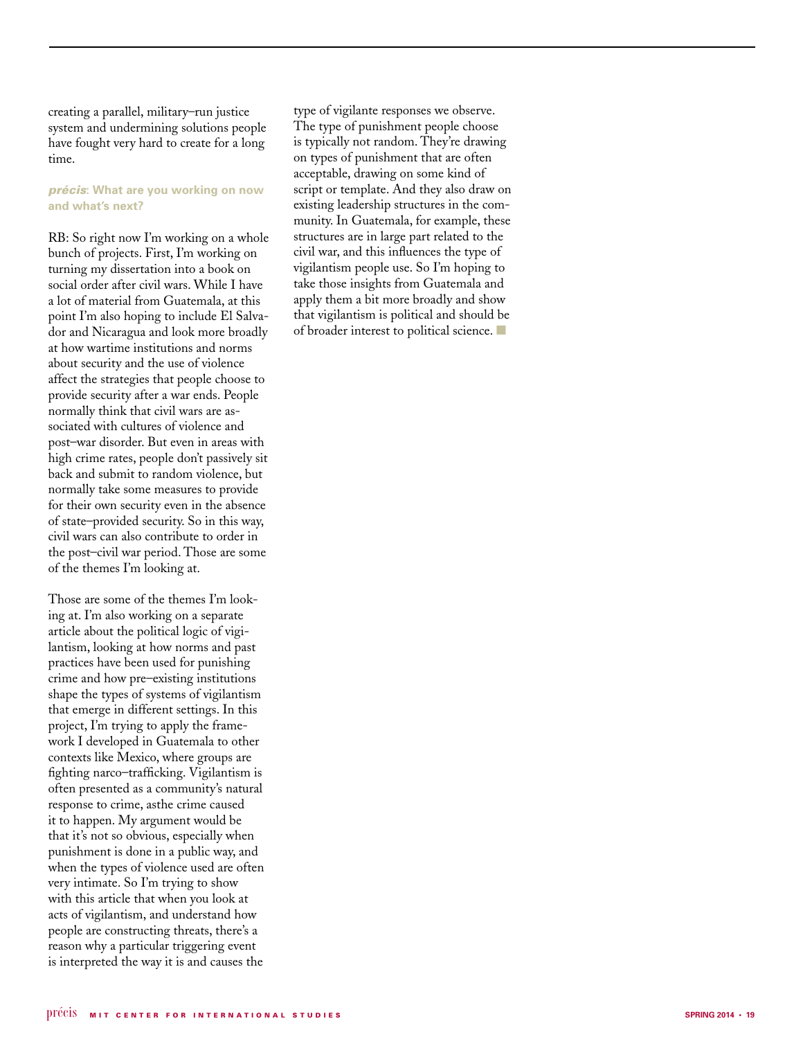creating a parallel, military–run justice system and undermining solutions people have fought very hard to create for a long time.

***précis*: What are you working on now and what's next?**

RB: So right now I'm working on a whole bunch of projects. First, I'm working on turning my dissertation into a book on social order after civil wars. While I have a lot of material from Guatemala, at this point I'm also hoping to include El Salvador and Nicaragua and look more broadly at how wartime institutions and norms about security and the use of violence affect the strategies that people choose to provide security after a war ends. People normally think that civil wars are associated with cultures of violence and post–war disorder. But even in areas with high crime rates, people don't passively sit back and submit to random violence, but normally take some measures to provide for their own security even in the absence of state–provided security. So in this way, civil wars can also contribute to order in the post–civil war period. Those are some of the themes I'm looking at.

Those are some of the themes I'm looking at. I'm also working on a separate article about the political logic of vigilantism, looking at how norms and past practices have been used for punishing crime and how pre–existing institutions shape the types of systems of vigilantism that emerge in different settings. In this project, I'm trying to apply the framework I developed in Guatemala to other contexts like Mexico, where groups are fighting narco–trafficking. Vigilantism is often presented as a community's natural response to crime, asthe crime caused it to happen. My argument would be that it's not so obvious, especially when punishment is done in a public way, and when the types of violence used are often very intimate. So I'm trying to show with this article that when you look at acts of vigilantism, and understand how people are constructing threats, there's a reason why a particular triggering event is interpreted the way it is and causes the type of vigilante responses we observe. The type of punishment people choose is typically not random. They're drawing on types of punishment that are often acceptable, drawing on some kind of script or template. And they also draw on existing leadership structures in the community. In Guatemala, for example, these structures are in large part related to the civil war, and this influences the type of vigilantism people use. So I'm hoping to take those insights from Guatemala and apply them a bit more broadly and show that vigilantism is political and should be of broader interest to political science. ■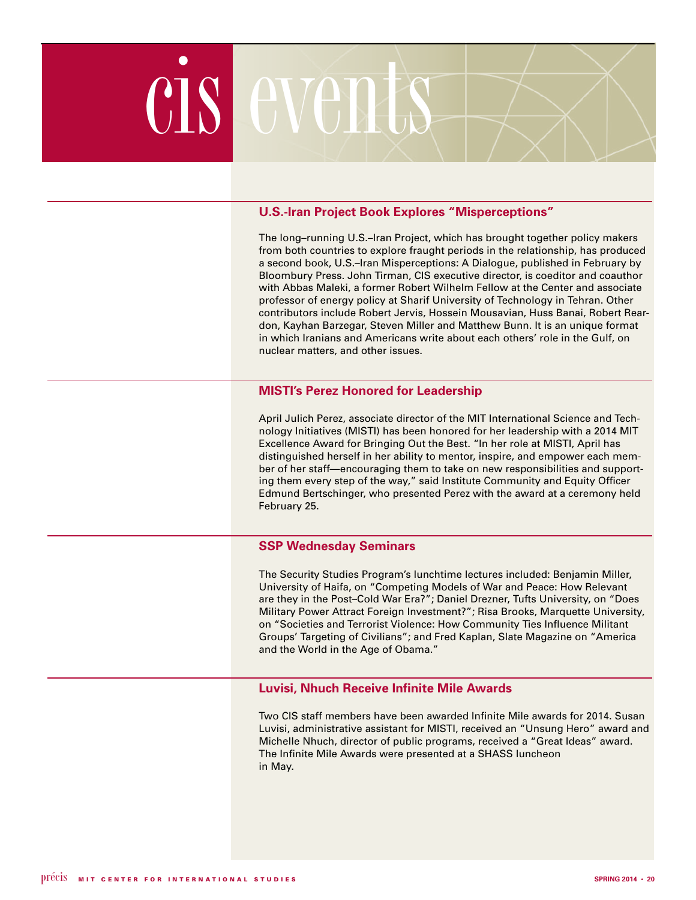# cis events

## U.S.-Iran Project Book Explores "Misperceptions"

The long–running U.S.–Iran Project, which has brought together policy makers from both countries to explore fraught periods in the relationship, has produced a second book, U.S.–Iran Misperceptions: A Dialogue, published in February by Bloomsbury Press. John Tirman, CIS executive director, is coeditor and coauthor with Abbas Maleki, a former Robert Wilhelm Fellow at the Center and associate professor of energy policy at Sharif University of Technology in Tehran. Other contributors include Robert Jervis, Hossein Mousavian, Huss Banai, Robert Reardon, Kayhan Barzegar, Steven Miller and Matthew Bunn. It is an unique format in which Iranians and Americans write about each others' role in the Gulf, on nuclear matters, and other issues.

## MISTI's Perez Honored for Leadership

April Julich Perez, associate director of the MIT International Science and Technology Initiatives (MISTI) has been honored for her leadership with a 2014 MIT Excellence Award for Bringing Out the Best. "In her role at MISTI, April has distinguished herself in her ability to mentor, inspire, and empower each member of her staff—encouraging them to take on new responsibilities and supporting them every step of the way," said Institute Community and Equity Officer Edmund Bertschinger, who presented Perez with the award at a ceremony held February 25.

## SSP Wednesday Seminars

The Security Studies Program's lunchtime lectures included: Benjamin Miller, University of Haifa, on "Competing Models of War and Peace: How Relevant are they in the Post–Cold War Era?"; Daniel Drezner, Tufts University, on "Does Military Power Attract Foreign Investment?"; Risa Brooks, Marquette University, on "Societies and Terrorist Violence: How Community Ties Influence Militant Groups' Targeting of Civilians"; and Fred Kaplan, Slate Magazine on "America and the World in the Age of Obama."

## Luvisi, Nhuch Receive Infinite Mile Awards

Two CIS staff members have been awarded Infinite Mile awards for 2014. Susan Luvisi, administrative assistant for MISTI, received an "Unsung Hero" award and Michelle Nhuch, director of public programs, received a "Great Ideas" award. The Infinite Mile Awards were presented at a SHASS luncheon in May.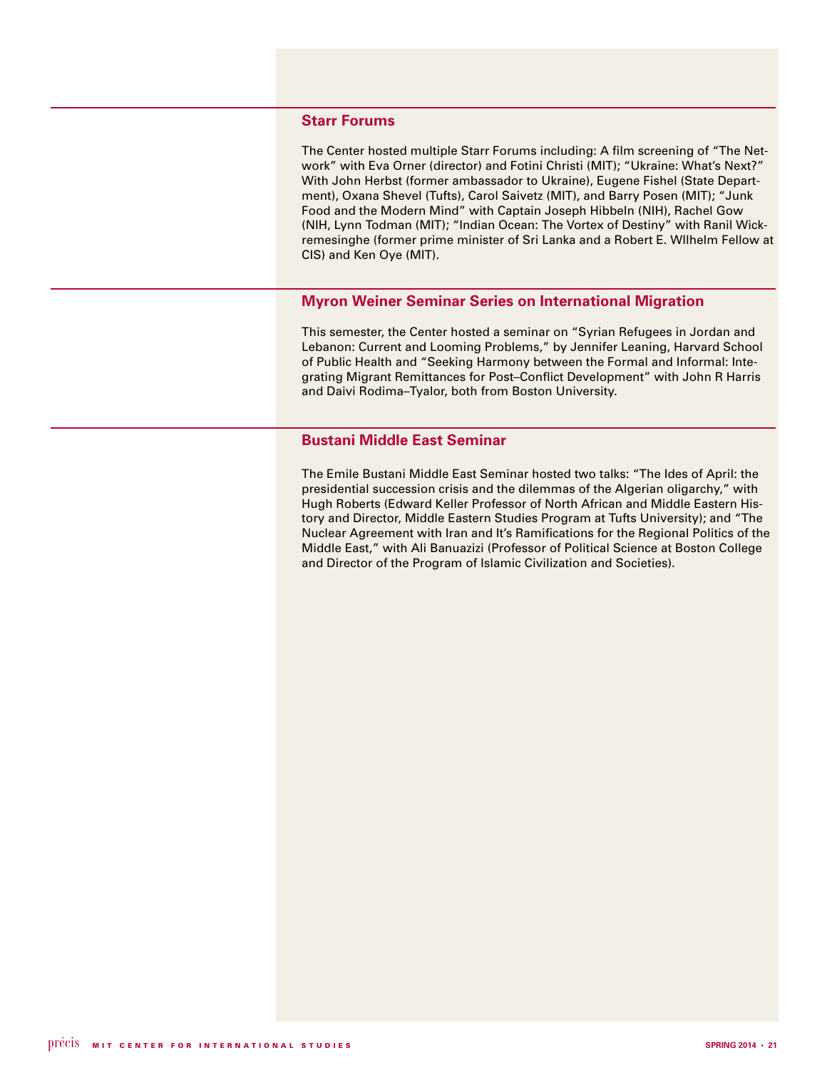## Starr Forums

The Center hosted multiple Starr Forums including: A film screening of "The Network" with Eva Orner (director) and Fotini Christi (MIT); "Ukraine: What's Next?" With John Herbst (former ambassador to Ukraine), Eugene Fishel (State Department), Oxana Shevel (Tufts), Carol Saivetz (MIT), and Barry Posen (MIT); "Junk Food and the Modern Mind" with Captain Joseph Hibbeln (NIH), Rachel Gow (NIH, Lynn Todman (MIT); "Indian Ocean: The Vortex of Destiny" with Ranil Wickremesinghe (former prime minister of Sri Lanka and a Robert E. WIlhelm Fellow at CIS) and Ken Oye (MIT).

## Myron Weiner Seminar Series on International Migration

This semester, the Center hosted a seminar on "Syrian Refugees in Jordan and Lebanon: Current and Looming Problems," by Jennifer Leaning, Harvard School of Public Health and "Seeking Harmony between the Formal and Informal: Integrating Migrant Remittances for Post–Conflict Development" with John R Harris and Daivi Rodima–Tyalor, both from Boston University.

## Bustani Middle East Seminar

The Emile Bustani Middle East Seminar hosted two talks: "The Ides of April: the presidential succession crisis and the dilemmas of the Algerian oligarchy," with Hugh Roberts (Edward Keller Professor of North African and Middle Eastern History and Director, Middle Eastern Studies Program at Tufts University); and "The Nuclear Agreement with Iran and It's Ramifications for the Regional Politics of the Middle East," with Ali Banuazizi (Professor of Political Science at Boston College and Director of the Program of Islamic Civilization and Societies).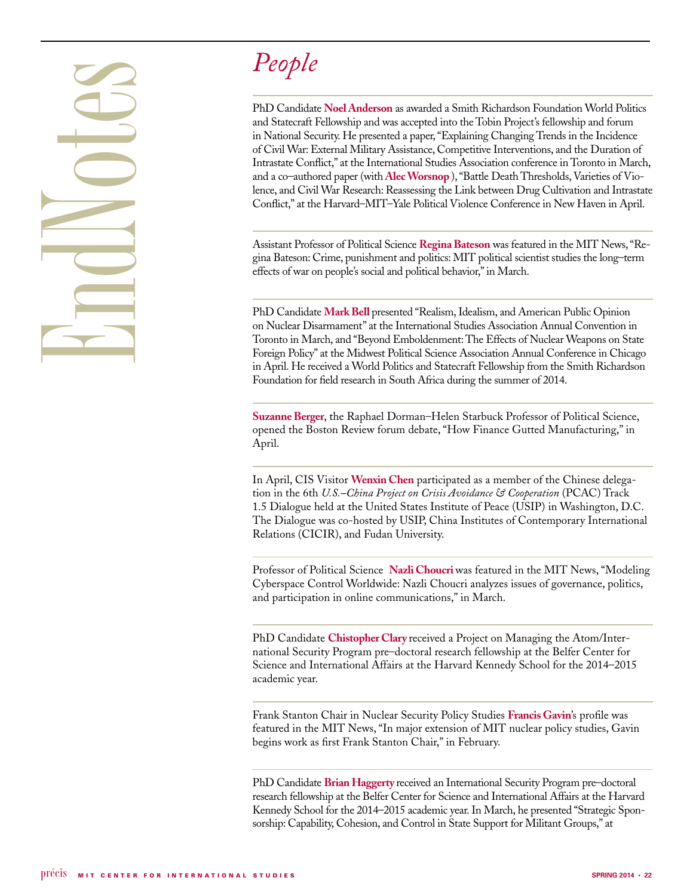# EndNotes

## *People*

PhD Candidate **Noel Anderson** as awarded a Smith Richardson Foundation World Politics and Statecraft Fellowship and was accepted into the Tobin Project's fellowship and forum in National Security. He presented a paper, "Explaining Changing Trends in the Incidence of Civil War: External Military Assistance, Competitive Interventions, and the Duration of Intrastate Conflict," at the International Studies Association conference in Toronto in March, and a co–authored paper (with **Alec Worsnop** ), "Battle Death Thresholds, Varieties of Violence, and Civil War Research: Reassessing the Link between Drug Cultivation and Intrastate Conflict," at the Harvard–MIT–Yale Political Violence Conference in New Haven in April.

Assistant Professor of Political Science **Regina Bateson** was featured in the MIT News, "Regina Bateson: Crime, punishment and politics: MIT political scientist studies the long–term effects of war on people's social and political behavior," in March.

PhD Candidate **Mark Bell** presented "Realism, Idealism, and American Public Opinion on Nuclear Disarmament" at the International Studies Association Annual Convention in Toronto in March, and "Beyond Emboldenment: The Effects of Nuclear Weapons on State Foreign Policy" at the Midwest Political Science Association Annual Conference in Chicago in April. He received a World Politics and Statecraft Fellowship from the Smith Richardson Foundation for field research in South Africa during the summer of 2014.

**Suzanne Berger**, the Raphael Dorman–Helen Starbuck Professor of Political Science, opened the Boston Review forum debate, "How Finance Gutted Manufacturing," in April.

In April, CIS Visitor **Wenxin Chen** participated as a member of the Chinese delegation in the 6th *U.S.–China Project on Crisis Avoidance & Cooperation* (PCAC) Track 1.5 Dialogue held at the United States Institute of Peace (USIP) in Washington, D.C. The Dialogue was co-hosted by USIP, China Institutes of Contemporary International Relations (CICIR), and Fudan University.

Professor of Political Science **Nazli Choucri** was featured in the MIT News, "Modeling Cyberspace Control Worldwide: Nazli Choucri analyzes issues of governance, politics, and participation in online communications," in March.

PhD Candidate **Chistopher Clary** received a Project on Managing the Atom/International Security Program pre–doctoral research fellowship at the Belfer Center for Science and International Affairs at the Harvard Kennedy School for the 2014–2015 academic year.

Frank Stanton Chair in Nuclear Security Policy Studies **Francis Gavin**'s profile was featured in the MIT News, "In major extension of MIT nuclear policy studies, Gavin begins work as first Frank Stanton Chair," in February.

PhD Candidate **Brian Haggerty** received an International Security Program pre–doctoral research fellowship at the Belfer Center for Science and International Affairs at the Harvard Kennedy School for the 2014–2015 academic year. In March, he presented "Strategic Sponsorship: Capability, Cohesion, and Control in State Support for Militant Groups," at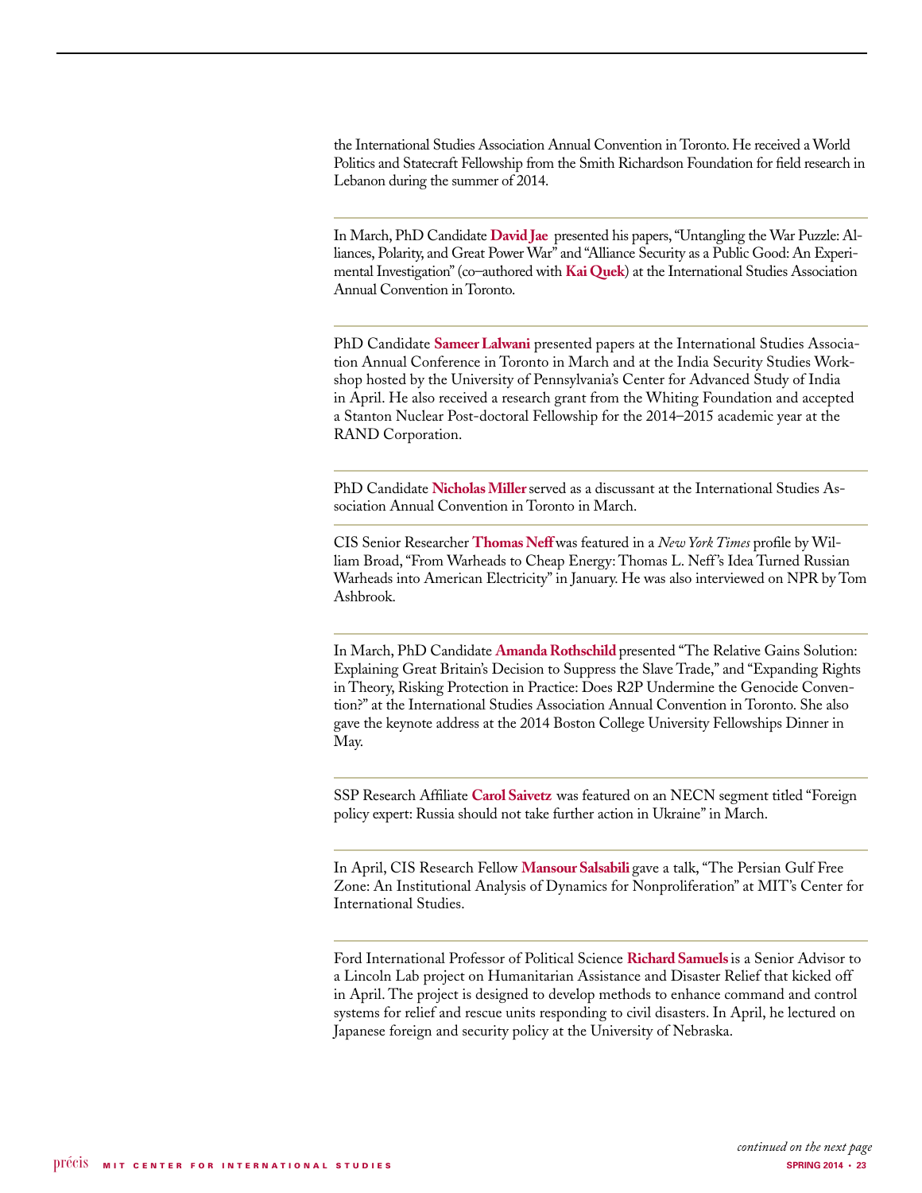the International Studies Association Annual Convention in Toronto. He received a World Politics and Statecraft Fellowship from the Smith Richardson Foundation for field research in Lebanon during the summer of 2014.

---

In March, PhD Candidate **David Jae** presented his papers, "Untangling the War Puzzle: Alliances, Polarity, and Great Power War" and "Alliance Security as a Public Good: An Experimental Investigation" (co–authored with **Kai Quek**) at the International Studies Association Annual Convention in Toronto.

---

PhD Candidate **Sameer Lalwani** presented papers at the International Studies Association Annual Conference in Toronto in March and at the India Security Studies Workshop hosted by the University of Pennsylvania's Center for Advanced Study of India in April. He also received a research grant from the Whiting Foundation and accepted a Stanton Nuclear Post-doctoral Fellowship for the 2014–2015 academic year at the RAND Corporation.

---

PhD Candidate **Nicholas Miller** served as a discussant at the International Studies Association Annual Convention in Toronto in March.

---

CIS Senior Researcher **Thomas Neff** was featured in a *New York Times* profile by William Broad, "From Warheads to Cheap Energy: Thomas L. Neff's Idea Turned Russian Warheads into American Electricity" in January. He was also interviewed on NPR by Tom Ashbrook.

---

In March, PhD Candidate **Amanda Rothschild** presented "The Relative Gains Solution: Explaining Great Britain's Decision to Suppress the Slave Trade," and "Expanding Rights in Theory, Risking Protection in Practice: Does R2P Undermine the Genocide Convention?" at the International Studies Association Annual Convention in Toronto. She also gave the keynote address at the 2014 Boston College University Fellowships Dinner in May.

---

SSP Research Affiliate **Carol Saivetz** was featured on an NECN segment titled "Foreign policy expert: Russia should not take further action in Ukraine" in March.

---

In April, CIS Research Fellow **Mansour Salsabili** gave a talk, "The Persian Gulf Free Zone: An Institutional Analysis of Dynamics for Nonproliferation" at MIT's Center for International Studies.

---

Ford International Professor of Political Science **Richard Samuels** is a Senior Advisor to a Lincoln Lab project on Humanitarian Assistance and Disaster Relief that kicked off in April. The project is designed to develop methods to enhance command and control systems for relief and rescue units responding to civil disasters. In April, he lectured on Japanese foreign and security policy at the University of Nebraska.

*continued on the next page*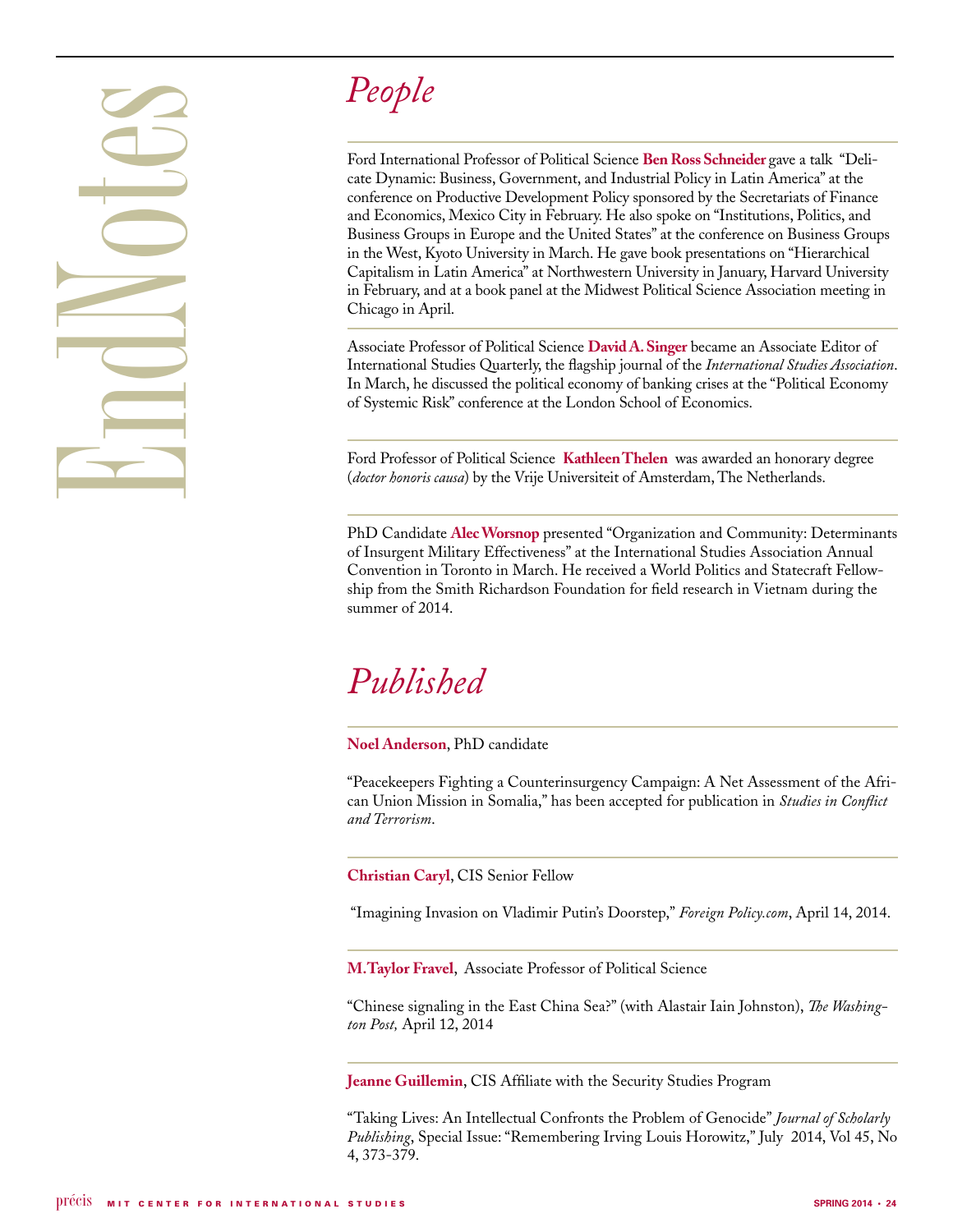# EndNotes

## People

Ford International Professor of Political Science **Ben Ross Schneider** gave a talk "Delicate Dynamic: Business, Government, and Industrial Policy in Latin America" at the conference on Productive Development Policy sponsored by the Secretariats of Finance and Economics, Mexico City in February. He also spoke on "Institutions, Politics, and Business Groups in Europe and the United States" at the conference on Business Groups in the West, Kyoto University in March. He gave book presentations on "Hierarchical Capitalism in Latin America" at Northwestern University in January, Harvard University in February, and at a book panel at the Midwest Political Science Association meeting in Chicago in April.

Associate Professor of Political Science **David A. Singer** became an Associate Editor of International Studies Quarterly, the flagship journal of the *International Studies Association*. In March, he discussed the political economy of banking crises at the "Political Economy of Systemic Risk" conference at the London School of Economics.

Ford Professor of Political Science **Kathleen Thelen** was awarded an honorary degree (*doctor honoris causa*) by the Vrije Universiteit of Amsterdam, The Netherlands.

PhD Candidate **Alec Worsnop** presented "Organization and Community: Determinants of Insurgent Military Effectiveness" at the International Studies Association Annual Convention in Toronto in March. He received a World Politics and Statecraft Fellowship from the Smith Richardson Foundation for field research in Vietnam during the summer of 2014.

## Published

**Noel Anderson**, PhD candidate

"Peacekeepers Fighting a Counterinsurgency Campaign: A Net Assessment of the African Union Mission in Somalia," has been accepted for publication in *Studies in Conflict and Terrorism*.

**Christian Caryl**, CIS Senior Fellow

"Imagining Invasion on Vladimir Putin's Doorstep," *Foreign Policy.com*, April 14, 2014.

**M.Taylor Fravel**, Associate Professor of Political Science

"Chinese signaling in the East China Sea?" (with Alastair Iain Johnston), *The Washington Post,* April 12, 2014

**Jeanne Guillemin**, CIS Affiliate with the Security Studies Program

"Taking Lives: An Intellectual Confronts the Problem of Genocide" *Journal of Scholarly Publishing*, Special Issue: "Remembering Irving Louis Horowitz," July 2014, Vol 45, No 4, 373-379.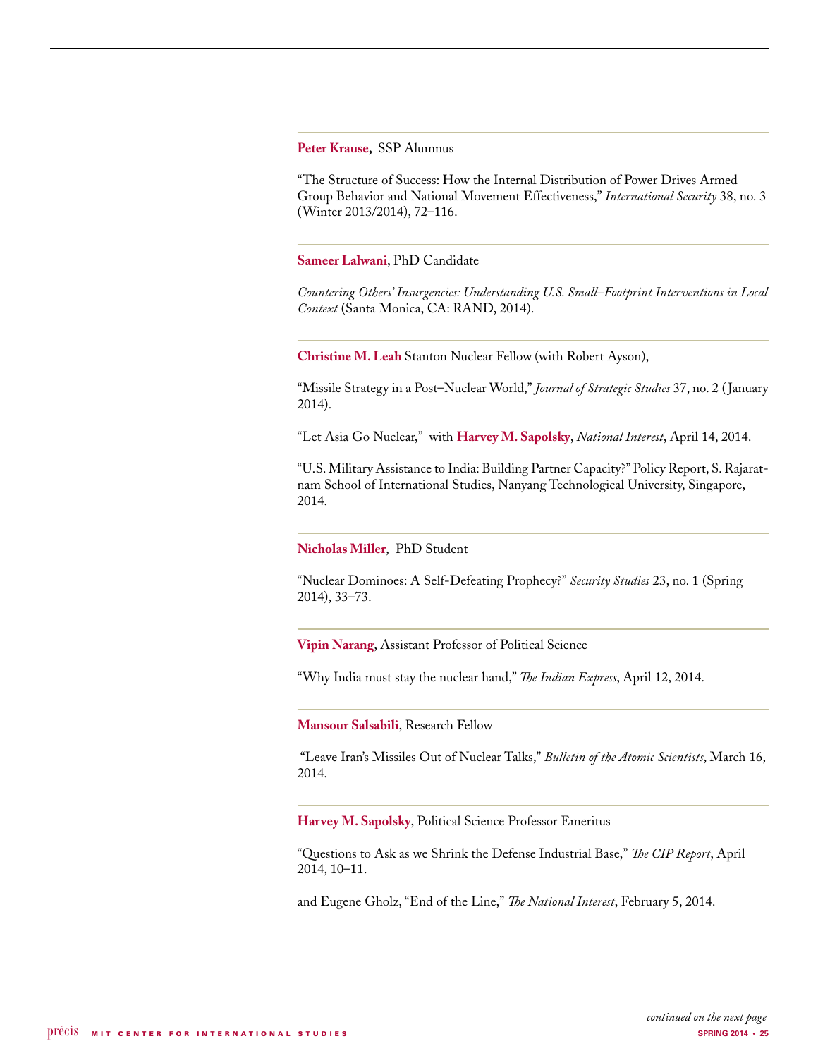**Peter Krause**, SSP Alumnus

"The Structure of Success: How the Internal Distribution of Power Drives Armed Group Behavior and National Movement Effectiveness," *International Security* 38, no. 3 (Winter 2013/2014), 72–116.

---

**Sameer Lalwani**, PhD Candidate

*Countering Others' Insurgencies: Understanding U.S. Small–Footprint Interventions in Local Context* (Santa Monica, CA: RAND, 2014).

---

**Christine M. Leah** Stanton Nuclear Fellow (with Robert Ayson),

"Missile Strategy in a Post–Nuclear World," *Journal of Strategic Studies* 37, no. 2 ( January 2014).

"Let Asia Go Nuclear," with **Harvey M. Sapolsky**, *National Interest*, April 14, 2014.

"U.S. Military Assistance to India: Building Partner Capacity?" Policy Report, S. Rajaratnam School of International Studies, Nanyang Technological University, Singapore, 2014.

---

**Nicholas Miller**, PhD Student

"Nuclear Dominoes: A Self-Defeating Prophecy?" *Security Studies* 23, no. 1 (Spring 2014), 33–73.

---

**Vipin Narang**, Assistant Professor of Political Science

"Why India must stay the nuclear hand," *The Indian Express*, April 12, 2014.

---

**Mansour Salsabili**, Research Fellow

"Leave Iran's Missiles Out of Nuclear Talks," *Bulletin of the Atomic Scientists*, March 16, 2014.

---

**Harvey M. Sapolsky**, Political Science Professor Emeritus

"Questions to Ask as we Shrink the Defense Industrial Base," *The CIP Report*, April 2014, 10–11.

and Eugene Gholz, "End of the Line," *The National Interest*, February 5, 2014.

*continued on the next page*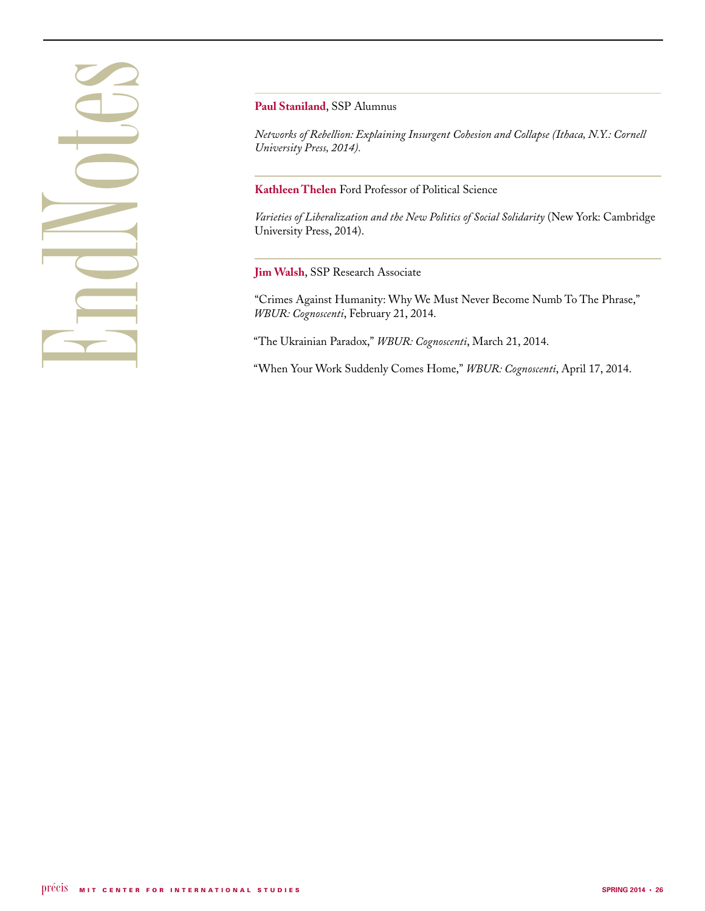# EndNotes

**Paul Staniland**, SSP Alumnus

*Networks of Rebellion: Explaining Insurgent Cohesion and Collapse (Ithaca, N.Y.: Cornell University Press, 2014).*

**Kathleen Thelen** Ford Professor of Political Science

*Varieties of Liberalization and the New Politics of Social Solidarity* (New York: Cambridge University Press, 2014).

**Jim Walsh**, SSP Research Associate

"Crimes Against Humanity: Why We Must Never Become Numb To The Phrase," *WBUR: Cognoscenti*, February 21, 2014.

"The Ukrainian Paradox," *WBUR: Cognoscenti*, March 21, 2014.

"When Your Work Suddenly Comes Home," *WBUR: Cognoscenti*, April 17, 2014.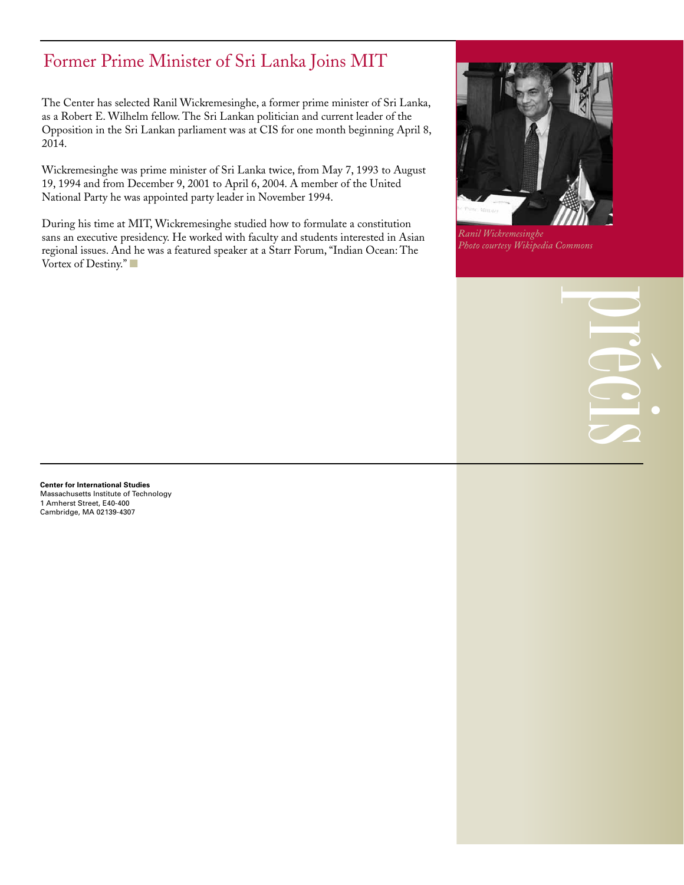## Former Prime Minister of Sri Lanka Joins MIT

The Center has selected Ranil Wickremesinghe, a former prime minister of Sri Lanka, as a Robert E. Wilhelm fellow. The Sri Lankan politician and current leader of the Opposition in the Sri Lankan parliament was at CIS for one month beginning April 8, 2014.

Wickremesinghe was prime minister of Sri Lanka twice, from May 7, 1993 to August 19, 1994 and from December 9, 2001 to April 6, 2004. A member of the United National Party he was appointed party leader in November 1994.

During his time at MIT, Wickremesinghe studied how to formulate a constitution sans an executive presidency. He worked with faculty and students interested in Asian regional issues. And he was a featured speaker at a Starr Forum, "Indian Ocean: The Vortex of Destiny." ■

*Ranil Wickremesinghe*
*Photo courtesy Wikipedia Commons*

précis

**Center for International Studies**
Massachusetts Institute of Technology
1 Amherst Street, E40-400
Cambridge, MA 02139-4307